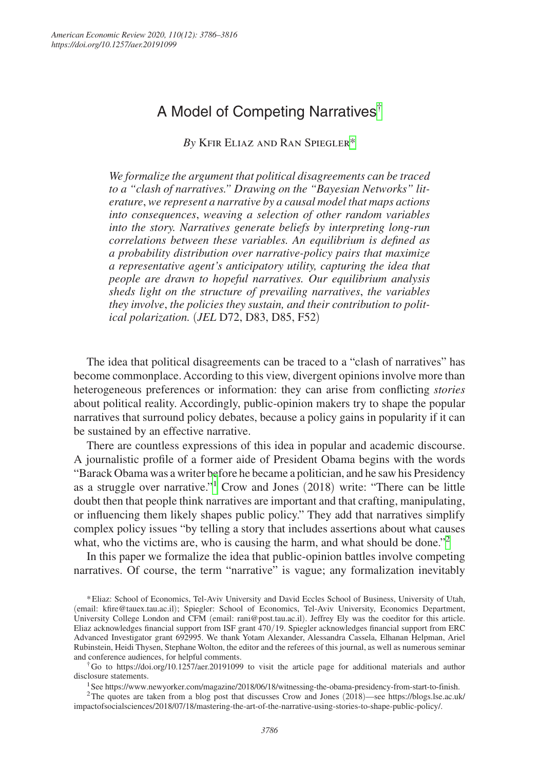# A Model of Competing Narratives[†]

*By* Kfir Eliaz and Ran Spiegler[*]

*We formalize the argument that political disagreements can be traced to a "clash of narratives." Drawing on the "Bayesian Networks" literature, we represent a narrative by a causal model that maps actions into consequences, weaving a selection of other random variables into the story. Narratives generate beliefs by interpreting long-run correlations between these variables. An equilibrium is defined as a probability distribution over narrative-policy pairs that maximize a representative agent's anticipatory utility, capturing the idea that people are drawn to hopeful narratives. Our equilibrium analysis sheds light on the structure of prevailing narratives, the variables they involve, the policies they sustain, and their contribution to political polarization.* (*JEL* D72, D83, D85, F52)

The idea that political disagreements can be traced to a "clash of narratives" has become commonplace. According to this view, divergent opinions involve more than heterogeneous preferences or information: they can arise from conflicting *stories* about political reality. Accordingly, public-opinion makers try to shape the popular narratives that surround policy debates, because a policy gains in popularity if it can be sustained by an effective narrative.

There are countless expressions of this idea in popular and academic discourse. A journalistic profile of a former aide of President Obama begins with the words "Barack Obama was a writer before he became a politician, and he saw his Presidency as a struggle over narrative."[1] Crow and Jones (2018) write: "There can be little doubt then that people think narratives are important and that crafting, manipulating, or influencing them likely shapes public policy." They add that narratives simplify complex policy issues "by telling a story that includes assertions about what causes what, who the victims are, who is causing the harm, and what should be done."[2]

In this paper we formalize the idea that public-opinion battles involve competing narratives. Of course, the term "narrative" is vague; any formalization inevitably

---

[*] Eliaz: School of Economics, Tel-Aviv University and David Eccles School of Business, University of Utah, (email: kfire@tauex.tau.ac.il); Spiegler: School of Economics, Tel-Aviv University, Economics Department, University College London and CFM (email: rani@post.tau.ac.il). Jeffrey Ely was the coeditor for this article. Eliaz acknowledges financial support from ISF grant 470/19. Spiegler acknowledges financial support from ERC Advanced Investigator grant 692995. We thank Yotam Alexander, Alessandra Cassela, Elhanan Helpman, Ariel Rubinstein, Heidi Thysen, Stephane Wolton, the editor and the referees of this journal, as well as numerous seminar and conference audiences, for helpful comments.

[†] Go to https://doi.org/10.1257/aer.20191099 to visit the article page for additional materials and author disclosure statements.

[1] See https://www.newyorker.com/magazine/2018/06/18/witnessing-the-obama-presidency-from-start-to-finish.

[2] The quotes are taken from a blog post that discusses Crow and Jones (2018)—see https://blogs.lse.ac.uk/impactofsocialsciences/2018/07/18/mastering-the-art-of-the-narrative-using-stories-to-shape-public-policy/.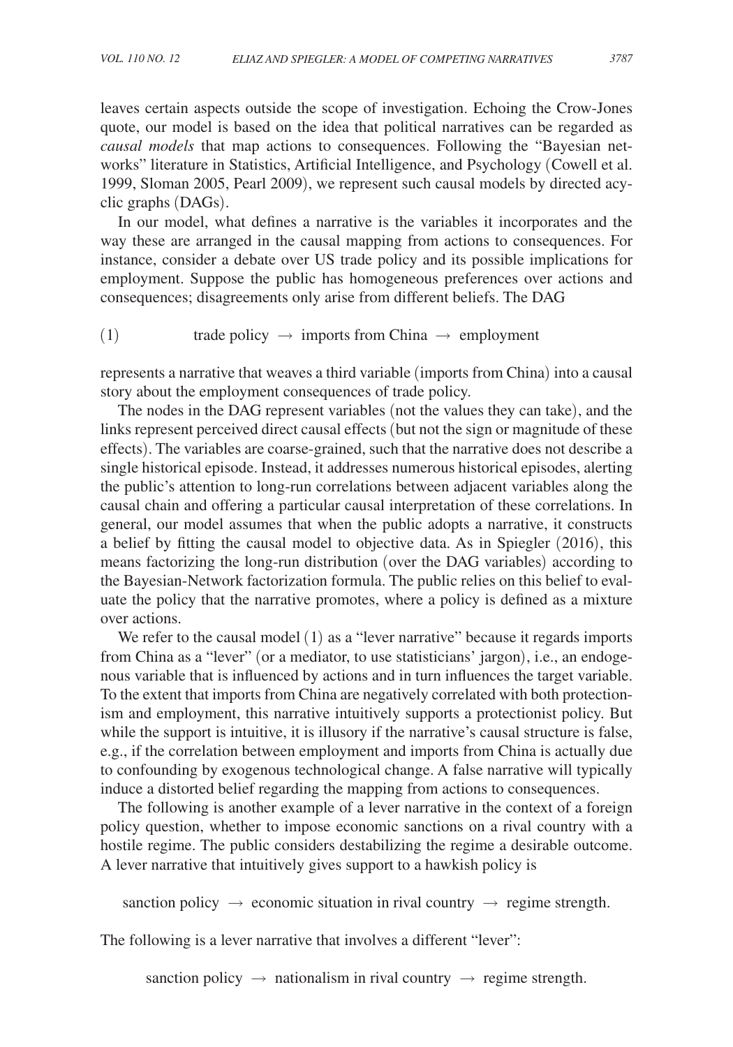leaves certain aspects outside the scope of investigation. Echoing the Crow-Jones quote, our model is based on the idea that political narratives can be regarded as *causal models* that map actions to consequences. Following the "Bayesian networks" literature in Statistics, Artificial Intelligence, and Psychology (Cowell et al. 1999, Sloman 2005, Pearl 2009), we represent such causal models by directed acyclic graphs (DAGs).

In our model, what defines a narrative is the variables it incorporates and the way these are arranged in the causal mapping from actions to consequences. For instance, consider a debate over US trade policy and its possible implications for employment. Suppose the public has homogeneous preferences over actions and consequences; disagreements only arise from different beliefs. The DAG

$$\text{trade policy} \rightarrow \text{imports from China} \rightarrow \text{employment} \tag{1}$$

represents a narrative that weaves a third variable (imports from China) into a causal story about the employment consequences of trade policy.

The nodes in the DAG represent variables (not the values they can take), and the links represent perceived direct causal effects (but not the sign or magnitude of these effects). The variables are coarse-grained, such that the narrative does not describe a single historical episode. Instead, it addresses numerous historical episodes, alerting the public's attention to long-run correlations between adjacent variables along the causal chain and offering a particular causal interpretation of these correlations. In general, our model assumes that when the public adopts a narrative, it constructs a belief by fitting the causal model to objective data. As in Spiegler (2016), this means factorizing the long-run distribution (over the DAG variables) according to the Bayesian-Network factorization formula. The public relies on this belief to evaluate the policy that the narrative promotes, where a policy is defined as a mixture over actions.

We refer to the causal model (1) as a "lever narrative" because it regards imports from China as a "lever" (or a mediator, to use statisticians' jargon), i.e., an endogenous variable that is influenced by actions and in turn influences the target variable. To the extent that imports from China are negatively correlated with both protectionism and employment, this narrative intuitively supports a protectionist policy. But while the support is intuitive, it is illusory if the narrative's causal structure is false, e.g., if the correlation between employment and imports from China is actually due to confounding by exogenous technological change. A false narrative will typically induce a distorted belief regarding the mapping from actions to consequences.

The following is another example of a lever narrative in the context of a foreign policy question, whether to impose economic sanctions on a rival country with a hostile regime. The public considers destabilizing the regime a desirable outcome. A lever narrative that intuitively gives support to a hawkish policy is

$$\text{sanction policy} \rightarrow \text{economic situation in rival country} \rightarrow \text{regime strength.}$$

The following is a lever narrative that involves a different "lever":

$$\text{sanction policy} \rightarrow \text{nationalism in rival country} \rightarrow \text{regime strength.}$$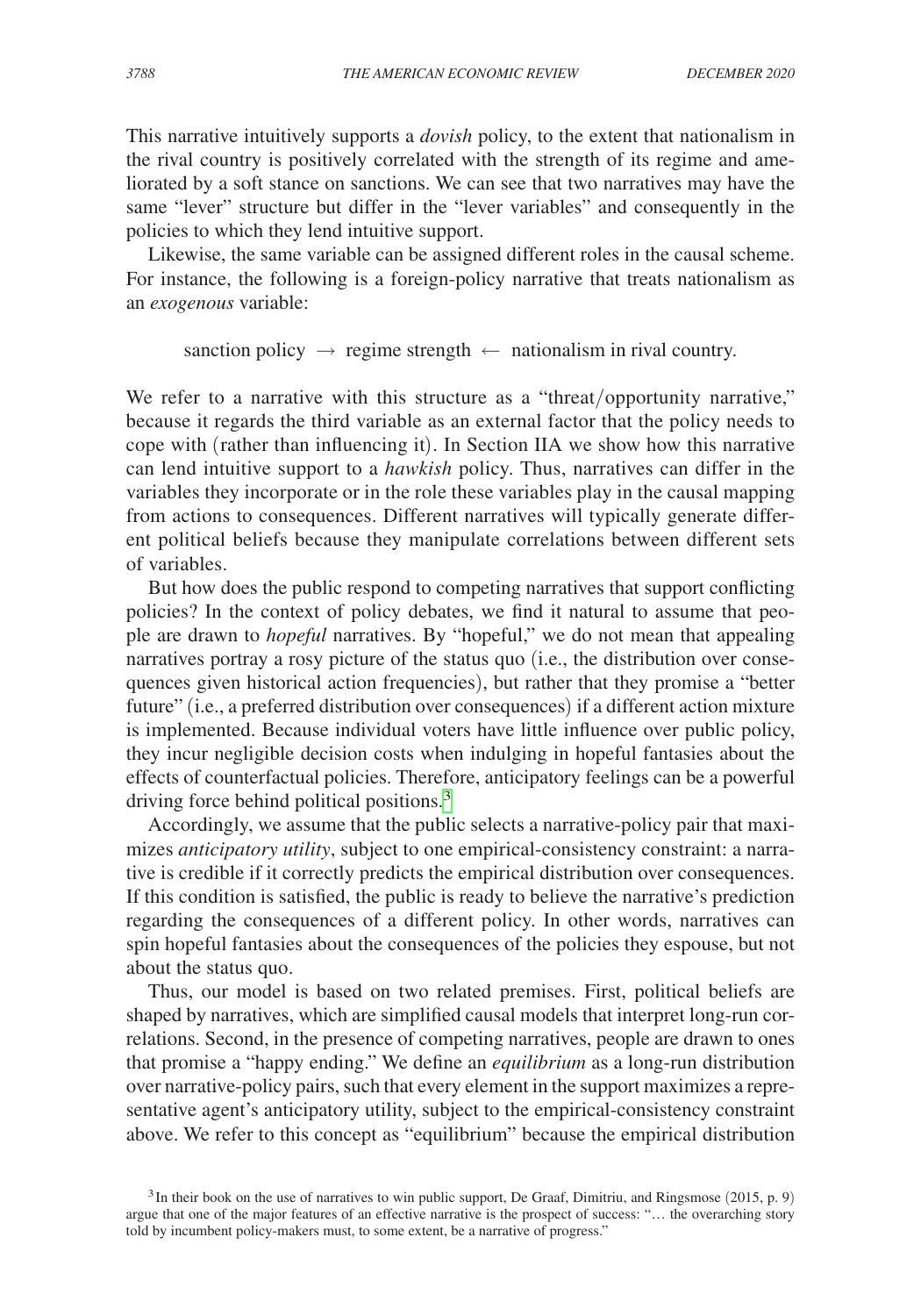This narrative intuitively supports a *dovish* policy, to the extent that nationalism in the rival country is positively correlated with the strength of its regime and ameliorated by a soft stance on sanctions. We can see that two narratives may have the same "lever" structure but differ in the "lever variables" and consequently in the policies to which they lend intuitive support.

Likewise, the same variable can be assigned different roles in the causal scheme. For instance, the following is a foreign-policy narrative that treats nationalism as an *exogenous* variable:

$$\text{sanction policy} \rightarrow \text{regime strength} \leftarrow \text{nationalism in rival country.}$$

We refer to a narrative with this structure as a "threat/opportunity narrative," because it regards the third variable as an external factor that the policy needs to cope with (rather than influencing it). In Section IIA we show how this narrative can lend intuitive support to a *hawkish* policy. Thus, narratives can differ in the variables they incorporate or in the role these variables play in the causal mapping from actions to consequences. Different narratives will typically generate different political beliefs because they manipulate correlations between different sets of variables.

But how does the public respond to competing narratives that support conflicting policies? In the context of policy debates, we find it natural to assume that people are drawn to *hopeful* narratives. By "hopeful," we do not mean that appealing narratives portray a rosy picture of the status quo (i.e., the distribution over consequences given historical action frequencies), but rather that they promise a "better future" (i.e., a preferred distribution over consequences) if a different action mixture is implemented. Because individual voters have little influence over public policy, they incur negligible decision costs when indulging in hopeful fantasies about the effects of counterfactual policies. Therefore, anticipatory feelings can be a powerful driving force behind political positions.[3]

Accordingly, we assume that the public selects a narrative-policy pair that maximizes *anticipatory utility*, subject to one empirical-consistency constraint: a narrative is credible if it correctly predicts the empirical distribution over consequences. If this condition is satisfied, the public is ready to believe the narrative's prediction regarding the consequences of a different policy. In other words, narratives can spin hopeful fantasies about the consequences of the policies they espouse, but not about the status quo.

Thus, our model is based on two related premises. First, political beliefs are shaped by narratives, which are simplified causal models that interpret long-run correlations. Second, in the presence of competing narratives, people are drawn to ones that promise a "happy ending." We define an *equilibrium* as a long-run distribution over narrative-policy pairs, such that every element in the support maximizes a representative agent's anticipatory utility, subject to the empirical-consistency constraint above. We refer to this concept as "equilibrium" because the empirical distribution

[3] In their book on the use of narratives to win public support, De Graaf, Dimitriu, and Ringsmose (2015, p. 9) argue that one of the major features of an effective narrative is the prospect of success: "… the overarching story told by incumbent policy-makers must, to some extent, be a narrative of progress."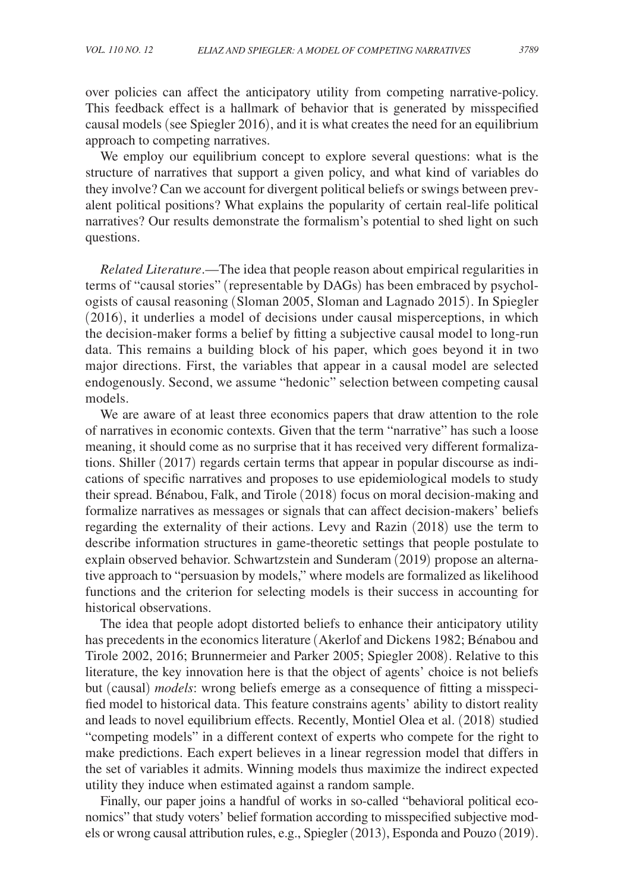over policies can affect the anticipatory utility from competing narrative-policy. This feedback effect is a hallmark of behavior that is generated by misspecified causal models (see Spiegler 2016), and it is what creates the need for an equilibrium approach to competing narratives.

We employ our equilibrium concept to explore several questions: what is the structure of narratives that support a given policy, and what kind of variables do they involve? Can we account for divergent political beliefs or swings between prevalent political positions? What explains the popularity of certain real-life political narratives? Our results demonstrate the formalism's potential to shed light on such questions.

*Related Literature*.—The idea that people reason about empirical regularities in terms of "causal stories" (representable by DAGs) has been embraced by psychologists of causal reasoning (Sloman 2005, Sloman and Lagnado 2015). In Spiegler (2016), it underlies a model of decisions under causal misperceptions, in which the decision-maker forms a belief by fitting a subjective causal model to long-run data. This remains a building block of his paper, which goes beyond it in two major directions. First, the variables that appear in a causal model are selected endogenously. Second, we assume "hedonic" selection between competing causal models.

We are aware of at least three economics papers that draw attention to the role of narratives in economic contexts. Given that the term "narrative" has such a loose meaning, it should come as no surprise that it has received very different formalizations. Shiller (2017) regards certain terms that appear in popular discourse as indications of specific narratives and proposes to use epidemiological models to study their spread. Bénabou, Falk, and Tirole (2018) focus on moral decision-making and formalize narratives as messages or signals that can affect decision-makers' beliefs regarding the externality of their actions. Levy and Razin (2018) use the term to describe information structures in game-theoretic settings that people postulate to explain observed behavior. Schwartzstein and Sunderam (2019) propose an alternative approach to "persuasion by models," where models are formalized as likelihood functions and the criterion for selecting models is their success in accounting for historical observations.

The idea that people adopt distorted beliefs to enhance their anticipatory utility has precedents in the economics literature (Akerlof and Dickens 1982; Bénabou and Tirole 2002, 2016; Brunnermeier and Parker 2005; Spiegler 2008). Relative to this literature, the key innovation here is that the object of agents' choice is not beliefs but (causal) *models*: wrong beliefs emerge as a consequence of fitting a misspecified model to historical data. This feature constrains agents' ability to distort reality and leads to novel equilibrium effects. Recently, Montiel Olea et al. (2018) studied "competing models" in a different context of experts who compete for the right to make predictions. Each expert believes in a linear regression model that differs in the set of variables it admits. Winning models thus maximize the indirect expected utility they induce when estimated against a random sample.

Finally, our paper joins a handful of works in so-called "behavioral political economics" that study voters' belief formation according to misspecified subjective models or wrong causal attribution rules, e.g., Spiegler (2013), Esponda and Pouzo (2019).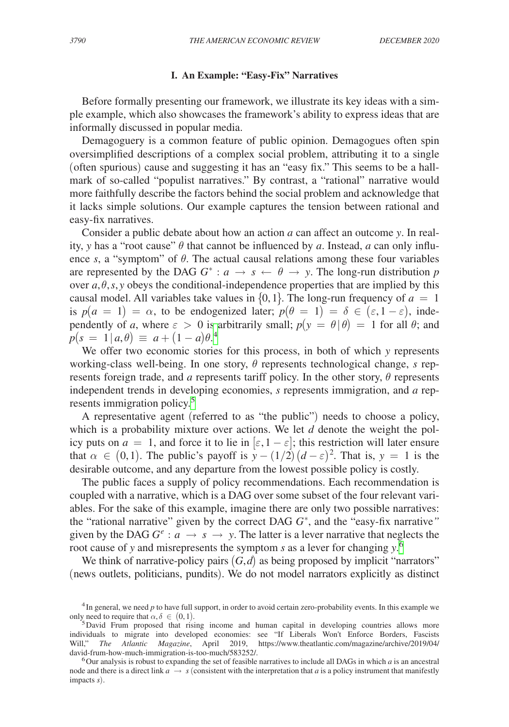## I. An Example: "Easy-Fix" Narratives

Before formally presenting our framework, we illustrate its key ideas with a simple example, which also showcases the framework's ability to express ideas that are informally discussed in popular media.

Demagoguery is a common feature of public opinion. Demagogues often spin oversimplified descriptions of a complex social problem, attributing it to a single (often spurious) cause and suggesting it has an "easy fix." This seems to be a hallmark of so-called "populist narratives." By contrast, a "rational" narrative would more faithfully describe the factors behind the social problem and acknowledge that it lacks simple solutions. Our example captures the tension between rational and easy-fix narratives.

Consider a public debate about how an action $a$ can affect an outcome $y$. In reality, $y$ has a "root cause" $\theta$ that cannot be influenced by $a$. Instead, $a$ can only influence $s$, a "symptom" of $\theta$. The actual causal relations among these four variables are represented by the DAG $G^* : a \rightarrow s \leftarrow \theta \rightarrow y$. The long-run distribution $p$ over $a, \theta, s, y$ obeys the conditional-independence properties that are implied by this causal model. All variables take values in $\{0,1\}$. The long-run frequency of $a = 1$ is $p(a = 1) = \alpha$, to be endogenized later; $p(\theta = 1) = \delta \in (\varepsilon, 1 - \varepsilon)$, independently of $a$, where $\varepsilon > 0$ is arbitrarily small; $p(y = \theta \mid \theta) = 1$ for all $\theta$; and $p(s = 1 \mid a, \theta) \equiv a + (1 - a)\theta$.[4]

We offer two economic stories for this process, in both of which $y$ represents working-class well-being. In one story, $\theta$ represents technological change, $s$ represents foreign trade, and $a$ represents tariff policy. In the other story, $\theta$ represents independent trends in developing economies, $s$ represents immigration, and $a$ represents immigration policy.[5]

A representative agent (referred to as "the public") needs to choose a policy, which is a probability mixture over actions. We let $d$ denote the weight the policy puts on $a = 1$, and force it to lie in $[\varepsilon, 1 - \varepsilon]$; this restriction will later ensure that $\alpha \in (0,1)$. The public's payoff is $y - (1/2)(d - \varepsilon)^2$. That is, $y = 1$ is the desirable outcome, and any departure from the lowest possible policy is costly.

The public faces a supply of policy recommendations. Each recommendation is coupled with a narrative, which is a DAG over some subset of the four relevant variables. For the sake of this example, imagine there are only two possible narratives: the "rational narrative" given by the correct DAG $G^*$, and the "easy-fix narrative" given by the DAG $G^e : a \rightarrow s \rightarrow y$. The latter is a lever narrative that neglects the root cause of $y$ and misrepresents the symptom $s$ as a lever for changing $y$.[6]

We think of narrative-policy pairs $(G, d)$ as being proposed by implicit "narrators" (news outlets, politicians, pundits). We do not model narrators explicitly as distinct

[4] In general, we need $p$ to have full support, in order to avoid certain zero-probability events. In this example we only need to require that $\alpha, \delta \in (0,1)$.

[5] David Frum proposed that rising income and human capital in developing countries allows more individuals to migrate into developed economies: see "If Liberals Won't Enforce Borders, Fascists Will," *The Atlantic Magazine*, April 2019, https://www.theatlantic.com/magazine/archive/2019/04/david-frum-how-much-immigration-is-too-much/583252/.

[6] Our analysis is robust to expanding the set of feasible narratives to include all DAGs in which $a$ is an ancestral node and there is a direct link $a \rightarrow s$ (consistent with the interpretation that $a$ is a policy instrument that manifestly impacts $s$).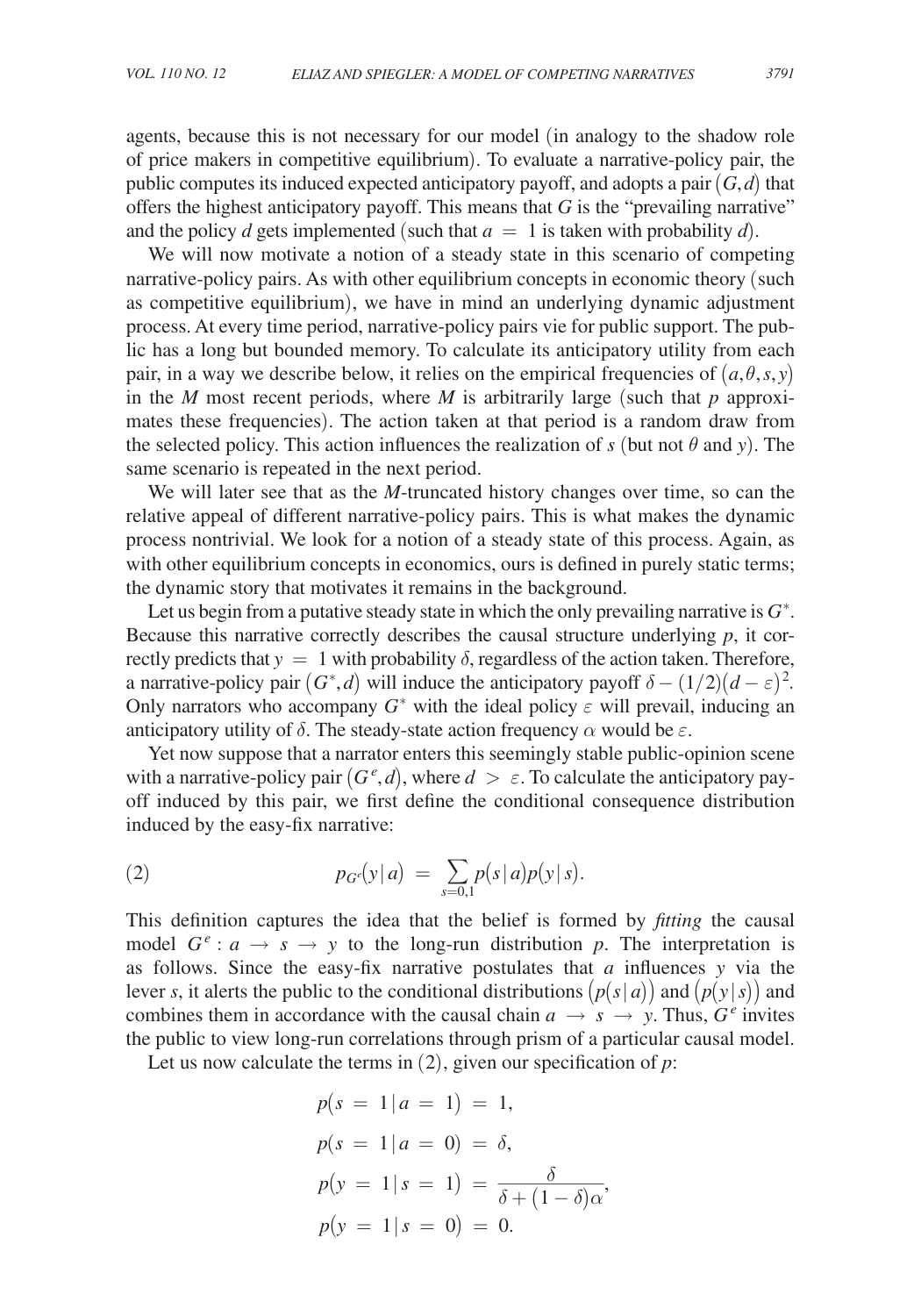agents, because this is not necessary for our model (in analogy to the shadow role of price makers in competitive equilibrium). To evaluate a narrative-policy pair, the public computes its induced expected anticipatory payoff, and adopts a pair $(G, d)$ that offers the highest anticipatory payoff. This means that $G$ is the "prevailing narrative" and the policy $d$ gets implemented (such that $a = 1$ is taken with probability $d$).

We will now motivate a notion of a steady state in this scenario of competing narrative-policy pairs. As with other equilibrium concepts in economic theory (such as competitive equilibrium), we have in mind an underlying dynamic adjustment process. At every time period, narrative-policy pairs vie for public support. The public has a long but bounded memory. To calculate its anticipatory utility from each pair, in a way we describe below, it relies on the empirical frequencies of $(a, \theta, s, y)$ in the $M$ most recent periods, where $M$ is arbitrarily large (such that $p$ approximates these frequencies). The action taken at that period is a random draw from the selected policy. This action influences the realization of $s$ (but not $\theta$ and $y$). The same scenario is repeated in the next period.

We will later see that as the $M$-truncated history changes over time, so can the relative appeal of different narrative-policy pairs. This is what makes the dynamic process nontrivial. We look for a notion of a steady state of this process. Again, as with other equilibrium concepts in economics, ours is defined in purely static terms; the dynamic story that motivates it remains in the background.

Let us begin from a putative steady state in which the only prevailing narrative is $G^*$. Because this narrative correctly describes the causal structure underlying $p$, it correctly predicts that $y = 1$ with probability $\delta$, regardless of the action taken. Therefore, a narrative-policy pair $(G^*, d)$ will induce the anticipatory payoff $\delta - (1/2)(d - \varepsilon)^2$. Only narrators who accompany $G^*$ with the ideal policy $\varepsilon$ will prevail, inducing an anticipatory utility of $\delta$. The steady-state action frequency $\alpha$ would be $\varepsilon$.

Yet now suppose that a narrator enters this seemingly stable public-opinion scene with a narrative-policy pair $(G^e, d)$, where $d > \varepsilon$. To calculate the anticipatory payoff induced by this pair, we first define the conditional consequence distribution induced by the easy-fix narrative:

$$p_{G^e}(y \mid a) = \sum_{s=0,1} p(s \mid a) p(y \mid s). \tag{2}$$

This definition captures the idea that the belief is formed by *fitting* the causal model $G^e : a \to s \to y$ to the long-run distribution $p$. The interpretation is as follows. Since the easy-fix narrative postulates that $a$ influences $y$ via the lever $s$, it alerts the public to the conditional distributions $(p(s \mid a))$ and $(p(y \mid s))$ and combines them in accordance with the causal chain $a \to s \to y$. Thus, $G^e$ invites the public to view long-run correlations through prism of a particular causal model.

Let us now calculate the terms in (2), given our specification of $p$:

$$p(s = 1 \mid a = 1) = 1,$$

$$p(s = 1 \mid a = 0) = \delta,$$

$$p(y = 1 \mid s = 1) = \frac{\delta}{\delta + (1 - \delta)\alpha},$$

$$p(y = 1 \mid s = 0) = 0.$$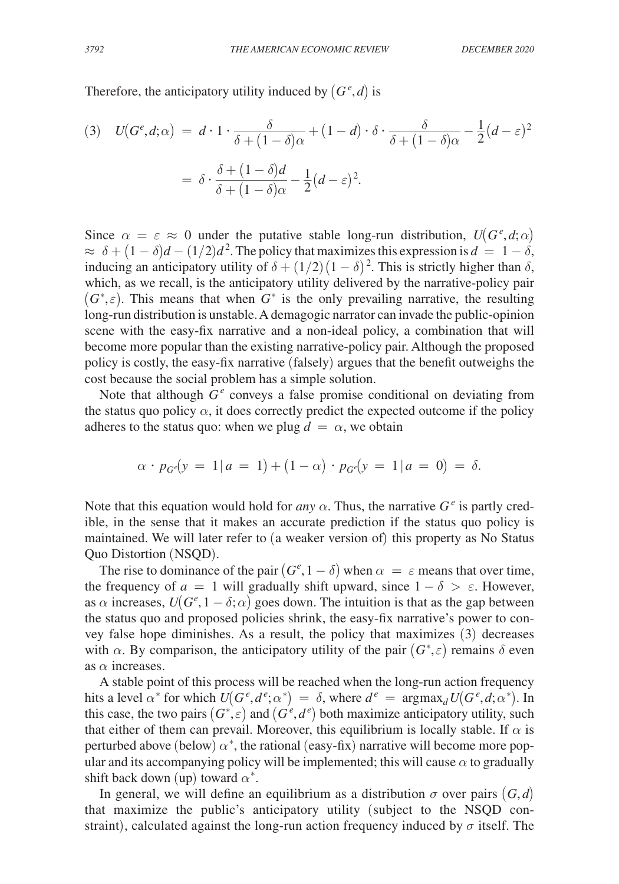Therefore, the anticipatory utility induced by $(G^e, d)$ is

$$
\begin{aligned}
(3) \quad U(G^e, d; \alpha) &= d \cdot 1 \cdot \frac{\delta}{\delta + (1-\delta)\alpha} + (1-d) \cdot \delta \cdot \frac{\delta}{\delta + (1-\delta)\alpha} - \frac{1}{2}(d-\varepsilon)^2 \\
&= \delta \cdot \frac{\delta + (1-\delta)d}{\delta + (1-\delta)\alpha} - \frac{1}{2}(d-\varepsilon)^2.
\end{aligned}
$$

Since $\alpha = \varepsilon \approx 0$ under the putative stable long-run distribution, $U(G^e, d; \alpha) \approx \delta + (1-\delta)d - (1/2)d^2$. The policy that maximizes this expression is $d = 1 - \delta$, inducing an anticipatory utility of $\delta + (1/2)(1-\delta)^2$. This is strictly higher than $\delta$, which, as we recall, is the anticipatory utility delivered by the narrative-policy pair $(G^*, \varepsilon)$. This means that when $G^*$ is the only prevailing narrative, the resulting long-run distribution is unstable. A demagogic narrator can invade the public-opinion scene with the easy-fix narrative and a non-ideal policy, a combination that will become more popular than the existing narrative-policy pair. Although the proposed policy is costly, the easy-fix narrative (falsely) argues that the benefit outweighs the cost because the social problem has a simple solution.

Note that although $G^e$ conveys a false promise conditional on deviating from the status quo policy $\alpha$, it does correctly predict the expected outcome if the policy adheres to the status quo: when we plug $d = \alpha$, we obtain

$$
\alpha \cdot p_{G^e}(y = 1 \mid a = 1) + (1-\alpha) \cdot p_{G^e}(y = 1 \mid a = 0) = \delta.
$$

Note that this equation would hold for *any* $\alpha$. Thus, the narrative $G^e$ is partly credible, in the sense that it makes an accurate prediction if the status quo policy is maintained. We will later refer to (a weaker version of) this property as No Status Quo Distortion (NSQD).

The rise to dominance of the pair $(G^e, 1-\delta)$ when $\alpha = \varepsilon$ means that over time, the frequency of $a = 1$ will gradually shift upward, since $1 - \delta > \varepsilon$. However, as $\alpha$ increases, $U(G^e, 1-\delta; \alpha)$ goes down. The intuition is that as the gap between the status quo and proposed policies shrink, the easy-fix narrative's power to convey false hope diminishes. As a result, the policy that maximizes (3) decreases with $\alpha$. By comparison, the anticipatory utility of the pair $(G^*, \varepsilon)$ remains $\delta$ even as $\alpha$ increases.

A stable point of this process will be reached when the long-run action frequency hits a level $\alpha^*$ for which $U(G^e, d^e; \alpha^*) = \delta$, where $d^e = \arg\max_d U(G^e, d; \alpha^*)$. In this case, the two pairs $(G^*, \varepsilon)$ and $(G^e, d^e)$ both maximize anticipatory utility, such that either of them can prevail. Moreover, this equilibrium is locally stable. If $\alpha$ is perturbed above (below) $\alpha^*$, the rational (easy-fix) narrative will become more popular and its accompanying policy will be implemented; this will cause $\alpha$ to gradually shift back down (up) toward $\alpha^*$.

In general, we will define an equilibrium as a distribution $\sigma$ over pairs $(G, d)$ that maximize the public's anticipatory utility (subject to the NSQD constraint), calculated against the long-run action frequency induced by $\sigma$ itself. The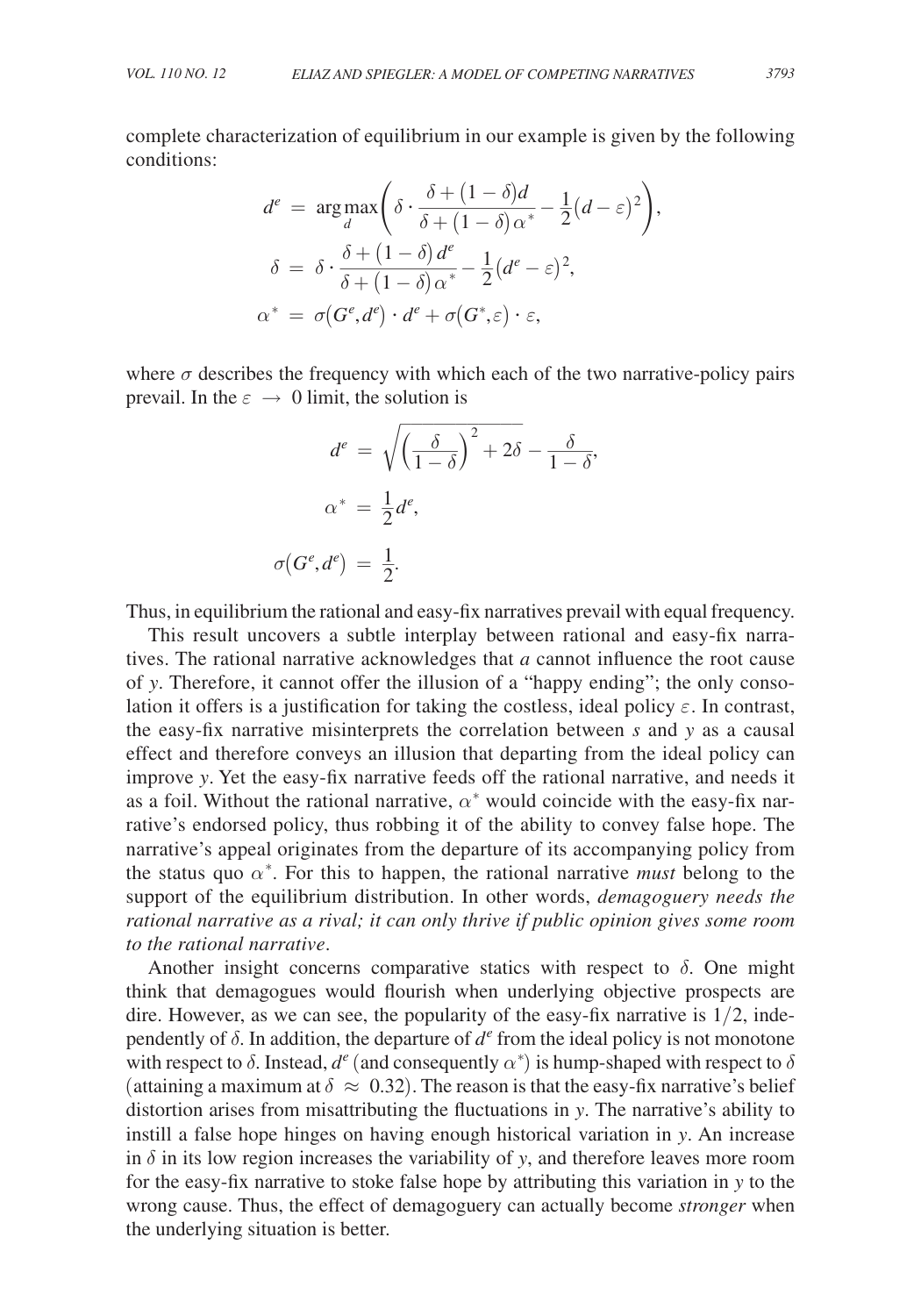complete characterization of equilibrium in our example is given by the following conditions:

$$d^e = \arg\max_d \left( \delta \cdot \frac{\delta + (1-\delta)d}{\delta + (1-\delta)\alpha^*} - \frac{1}{2}(d-\varepsilon)^2 \right),$$

$$\delta = \delta \cdot \frac{\delta + (1-\delta)d^e}{\delta + (1-\delta)\alpha^*} - \frac{1}{2}(d^e - \varepsilon)^2,$$

$$\alpha^* = \sigma(G^e, d^e) \cdot d^e + \sigma(G^*, \varepsilon) \cdot \varepsilon,$$

where $\sigma$ describes the frequency with which each of the two narrative-policy pairs prevail. In the $\varepsilon \rightarrow 0$ limit, the solution is

$$d^e = \sqrt{\left(\frac{\delta}{1-\delta}\right)^2 + 2\delta} - \frac{\delta}{1-\delta},$$

$$\alpha^* = \frac{1}{2}d^e,$$

$$\sigma(G^e, d^e) = \frac{1}{2}.$$

Thus, in equilibrium the rational and easy-fix narratives prevail with equal frequency.

This result uncovers a subtle interplay between rational and easy-fix narratives. The rational narrative acknowledges that $a$ cannot influence the root cause of $y$. Therefore, it cannot offer the illusion of a "happy ending"; the only consolation it offers is a justification for taking the costless, ideal policy $\varepsilon$. In contrast, the easy-fix narrative misinterprets the correlation between $s$ and $y$ as a causal effect and therefore conveys an illusion that departing from the ideal policy can improve $y$. Yet the easy-fix narrative feeds off the rational narrative, and needs it as a foil. Without the rational narrative, $\alpha^*$ would coincide with the easy-fix narrative's endorsed policy, thus robbing it of the ability to convey false hope. The narrative's appeal originates from the departure of its accompanying policy from the status quo $\alpha^*$. For this to happen, the rational narrative *must* belong to the support of the equilibrium distribution. In other words, *demagoguery needs the rational narrative as a rival; it can only thrive if public opinion gives some room to the rational narrative*.

Another insight concerns comparative statics with respect to $\delta$. One might think that demagogues would flourish when underlying objective prospects are dire. However, as we can see, the popularity of the easy-fix narrative is $1/2$, independently of $\delta$. In addition, the departure of $d^e$ from the ideal policy is not monotone with respect to $\delta$. Instead, $d^e$ (and consequently $\alpha^*$) is hump-shaped with respect to $\delta$ (attaining a maximum at $\delta \approx 0.32$). The reason is that the easy-fix narrative's belief distortion arises from misattributing the fluctuations in $y$. The narrative's ability to instill a false hope hinges on having enough historical variation in $y$. An increase in $\delta$ in its low region increases the variability of $y$, and therefore leaves more room for the easy-fix narrative to stoke false hope by attributing this variation in $y$ to the wrong cause. Thus, the effect of demagoguery can actually become *stronger* when the underlying situation is better.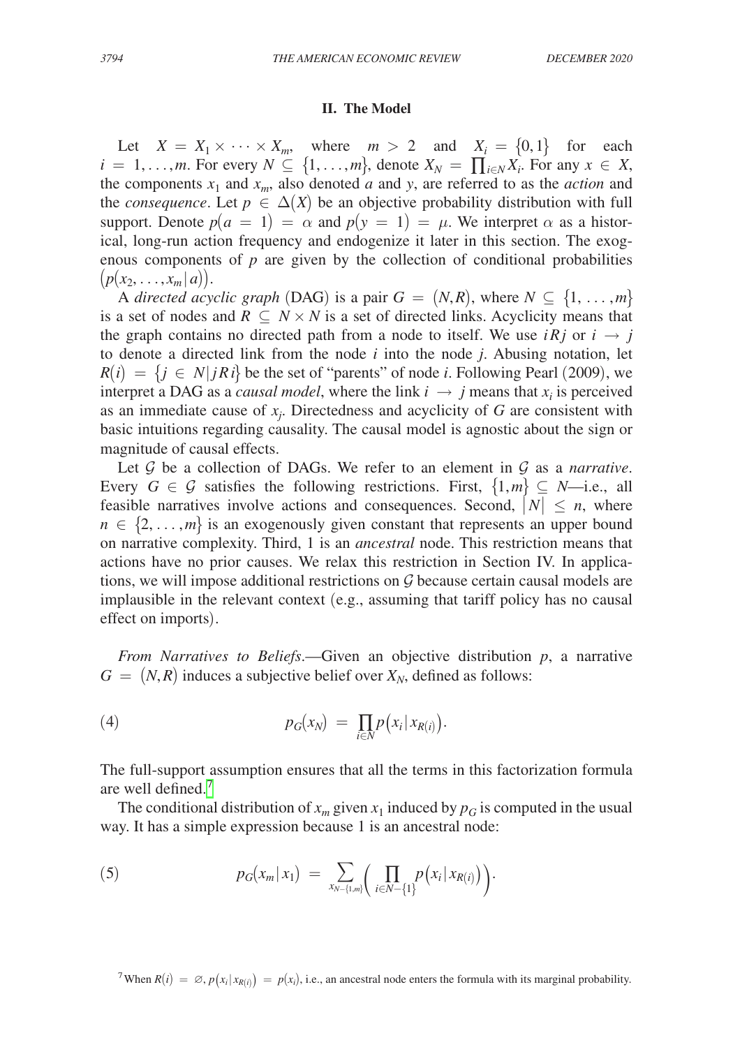## II. The Model

Let $X = X_1 \times \cdots \times X_m$, where $m > 2$ and $X_i = \{0,1\}$ for each $i = 1,\ldots,m$. For every $N \subseteq \{1,\ldots,m\}$, denote $X_N = \prod_{i \in N} X_i$. For any $x \in X$, the components $x_1$ and $x_m$, also denoted $a$ and $y$, are referred to as the *action* and the *consequence*. Let $p \in \Delta(X)$ be an objective probability distribution with full support. Denote $p(a = 1) = \alpha$ and $p(y = 1) = \mu$. We interpret $\alpha$ as a historical, long-run action frequency and endogenize it later in this section. The exogenous components of $p$ are given by the collection of conditional probabilities $\big(p(x_2,\ldots,x_m \mid a)\big)$.

A *directed acyclic graph* (DAG) is a pair $G = (N,R)$, where $N \subseteq \{1,\ldots,m\}$ is a set of nodes and $R \subseteq N \times N$ is a set of directed links. Acyclicity means that the graph contains no directed path from a node to itself. We use $iRj$ or $i \rightarrow j$ to denote a directed link from the node $i$ into the node $j$. Abusing notation, let $R(i) = \{j \in N \mid jRi\}$ be the set of "parents" of node $i$. Following Pearl (2009), we interpret a DAG as a *causal model*, where the link $i \rightarrow j$ means that $x_i$ is perceived as an immediate cause of $x_j$. Directedness and acyclicity of $G$ are consistent with basic intuitions regarding causality. The causal model is agnostic about the sign or magnitude of causal effects.

Let $\mathcal{G}$ be a collection of DAGs. We refer to an element in $\mathcal{G}$ as a *narrative*. Every $G \in \mathcal{G}$ satisfies the following restrictions. First, $\{1,m\} \subseteq N$—i.e., all feasible narratives involve actions and consequences. Second, $|N| \leq n$, where $n \in \{2,\ldots,m\}$ is an exogenously given constant that represents an upper bound on narrative complexity. Third, 1 is an *ancestral* node. This restriction means that actions have no prior causes. We relax this restriction in Section IV. In applications, we will impose additional restrictions on $\mathcal{G}$ because certain causal models are implausible in the relevant context (e.g., assuming that tariff policy has no causal effect on imports).

*From Narratives to Beliefs*.—Given an objective distribution $p$, a narrative $G = (N,R)$ induces a subjective belief over $X_N$, defined as follows:

$$p_G(x_N) = \prod_{i \in N} p\big(x_i \mid x_{R(i)}\big). \tag{4}$$

The full-support assumption ensures that all the terms in this factorization formula are well defined.[7]

The conditional distribution of $x_m$ given $x_1$ induced by $p_G$ is computed in the usual way. It has a simple expression because 1 is an ancestral node:

$$p_G(x_m \mid x_1) = \sum_{x_{N-\{1,m\}}} \left( \prod_{i \in N - \{1\}} p\big(x_i \mid x_{R(i)}\big) \right). \tag{5}$$

[7] When $R(i) = \varnothing$, $p\big(x_i \mid x_{R(i)}\big) = p(x_i)$, i.e., an ancestral node enters the formula with its marginal probability.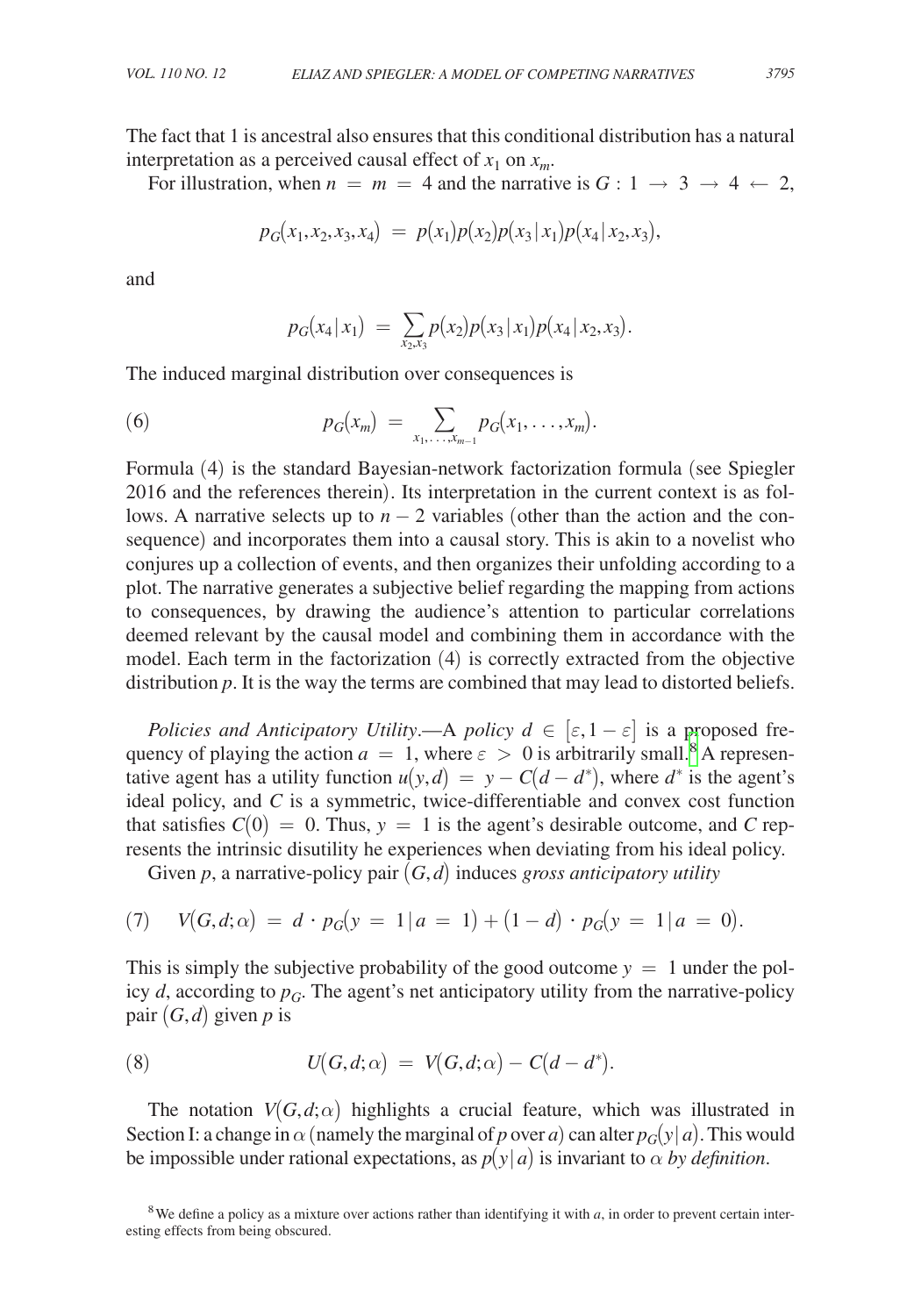The fact that 1 is ancestral also ensures that this conditional distribution has a natural interpretation as a perceived causal effect of $x_1$ on $x_m$.

For illustration, when $n = m = 4$ and the narrative is $G: 1 \rightarrow 3 \rightarrow 4 \leftarrow 2$,

$$p_G(x_1, x_2, x_3, x_4) = p(x_1)p(x_2)p(x_3 \mid x_1)p(x_4 \mid x_2, x_3),$$

and

$$p_G(x_4 \mid x_1) = \sum_{x_2, x_3} p(x_2)p(x_3 \mid x_1)p(x_4 \mid x_2, x_3).$$

The induced marginal distribution over consequences is

$$(6) \qquad p_G(x_m) = \sum_{x_1, \ldots, x_{m-1}} p_G(x_1, \ldots, x_m).$$

Formula (4) is the standard Bayesian-network factorization formula (see Spiegler 2016 and the references therein). Its interpretation in the current context is as follows. A narrative selects up to $n-2$ variables (other than the action and the consequence) and incorporates them into a causal story. This is akin to a novelist who conjures up a collection of events, and then organizes their unfolding according to a plot. The narrative generates a subjective belief regarding the mapping from actions to consequences, by drawing the audience's attention to particular correlations deemed relevant by the causal model and combining them in accordance with the model. Each term in the factorization (4) is correctly extracted from the objective distribution $p$. It is the way the terms are combined that may lead to distorted beliefs.

*Policies and Anticipatory Utility*.—A *policy* $d \in [\varepsilon, 1-\varepsilon]$ is a proposed frequency of playing the action $a = 1$, where $\varepsilon > 0$ is arbitrarily small.[8] A representative agent has a utility function $u(y, d) = y - C(d - d^*)$, where $d^*$ is the agent's ideal policy, and $C$ is a symmetric, twice-differentiable and convex cost function that satisfies $C(0) = 0$. Thus, $y = 1$ is the agent's desirable outcome, and $C$ represents the intrinsic disutility he experiences when deviating from his ideal policy.

Given $p$, a narrative-policy pair $(G, d)$ induces *gross anticipatory utility*

$$(7) \quad V(G, d; \alpha) = d \cdot p_G(y = 1 \mid a = 1) + (1-d) \cdot p_G(y = 1 \mid a = 0).$$

This is simply the subjective probability of the good outcome $y = 1$ under the policy $d$, according to $p_G$. The agent's net anticipatory utility from the narrative-policy pair $(G, d)$ given $p$ is

$$(8) \qquad U(G, d; \alpha) = V(G, d; \alpha) - C(d - d^*).$$

The notation $V(G, d; \alpha)$ highlights a crucial feature, which was illustrated in Section I: a change in $\alpha$ (namely the marginal of $p$ over $a$) can alter $p_G(y \mid a)$. This would be impossible under rational expectations, as $p(y \mid a)$ is invariant to $\alpha$ *by definition*.

[8] We define a policy as a mixture over actions rather than identifying it with $a$, in order to prevent certain interesting effects from being obscured.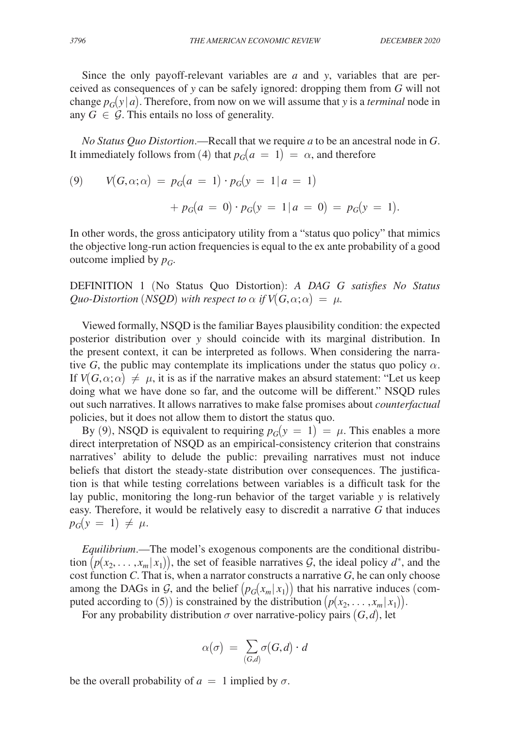Since the only payoff-relevant variables are $a$ and $y$, variables that are perceived as consequences of $y$ can be safely ignored: dropping them from $G$ will not change $p_G(y \mid a)$. Therefore, from now on we will assume that $y$ is a *terminal* node in any $G \in \mathcal{G}$. This entails no loss of generality.

*No Status Quo Distortion*.—Recall that we require $a$ to be an ancestral node in $G$. It immediately follows from (4) that $p_G(a = 1) = \alpha$, and therefore

$$
\begin{aligned}
(9) \qquad V(G, \alpha; \alpha) &= p_G(a = 1) \cdot p_G(y = 1 \mid a = 1) \\
&\quad + p_G(a = 0) \cdot p_G(y = 1 \mid a = 0) = p_G(y = 1).
\end{aligned}
$$

In other words, the gross anticipatory utility from a "status quo policy" that mimics the objective long-run action frequencies is equal to the ex ante probability of a good outcome implied by $p_G$.

DEFINITION 1 (No Status Quo Distortion): *A DAG $G$ satisfies No Status Quo-Distortion (NSQD) with respect to $\alpha$ if $V(G, \alpha; \alpha) = \mu$.*

Viewed formally, NSQD is the familiar Bayes plausibility condition: the expected posterior distribution over $y$ should coincide with its marginal distribution. In the present context, it can be interpreted as follows. When considering the narrative $G$, the public may contemplate its implications under the status quo policy $\alpha$. If $V(G, \alpha; \alpha) \neq \mu$, it is as if the narrative makes an absurd statement: "Let us keep doing what we have done so far, and the outcome will be different." NSQD rules out such narratives. It allows narratives to make false promises about *counterfactual* policies, but it does not allow them to distort the status quo.

By (9), NSQD is equivalent to requiring $p_G(y = 1) = \mu$. This enables a more direct interpretation of NSQD as an empirical-consistency criterion that constrains narratives' ability to delude the public: prevailing narratives must not induce beliefs that distort the steady-state distribution over consequences. The justification is that while testing correlations between variables is a difficult task for the lay public, monitoring the long-run behavior of the target variable $y$ is relatively easy. Therefore, it would be relatively easy to discredit a narrative $G$ that induces $p_G(y = 1) \neq \mu$.

*Equilibrium*.—The model's exogenous components are the conditional distribution $(p(x_2, \ldots, x_m \mid x_1))$, the set of feasible narratives $\mathcal{G}$, the ideal policy $d^*$, and the cost function $C$. That is, when a narrator constructs a narrative $G$, he can only choose among the DAGs in $\mathcal{G}$, and the belief $(p_G(x_m \mid x_1))$ that his narrative induces (computed according to (5)) is constrained by the distribution $(p(x_2, \ldots, x_m \mid x_1))$.

For any probability distribution $\sigma$ over narrative-policy pairs $(G, d)$, let

$$
\alpha(\sigma) = \sum_{(G,d)} \sigma(G, d) \cdot d
$$

be the overall probability of $a = 1$ implied by $\sigma$.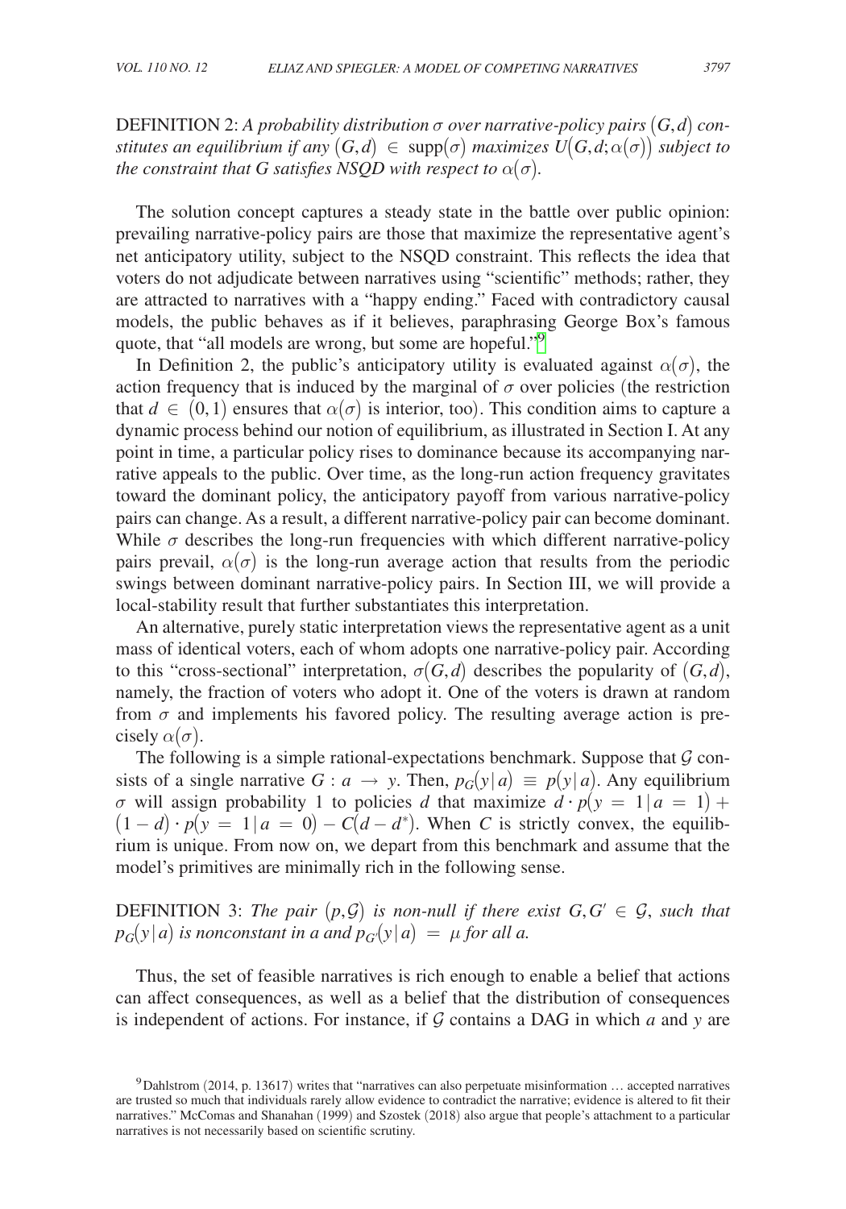DEFINITION 2: *A probability distribution $\sigma$ over narrative-policy pairs $(G,d)$ constitutes an equilibrium if any $(G,d) \in \text{supp}(\sigma)$ maximizes $U(G,d;\alpha(\sigma))$ subject to the constraint that $G$ satisfies NSQD with respect to $\alpha(\sigma)$.*

The solution concept captures a steady state in the battle over public opinion: prevailing narrative-policy pairs are those that maximize the representative agent's net anticipatory utility, subject to the NSQD constraint. This reflects the idea that voters do not adjudicate between narratives using "scientific" methods; rather, they are attracted to narratives with a "happy ending." Faced with contradictory causal models, the public behaves as if it believes, paraphrasing George Box's famous quote, that "all models are wrong, but some are hopeful."[9]

In Definition 2, the public's anticipatory utility is evaluated against $\alpha(\sigma)$, the action frequency that is induced by the marginal of $\sigma$ over policies (the restriction that $d \in (0,1)$ ensures that $\alpha(\sigma)$ is interior, too). This condition aims to capture a dynamic process behind our notion of equilibrium, as illustrated in Section I. At any point in time, a particular policy rises to dominance because its accompanying narrative appeals to the public. Over time, as the long-run action frequency gravitates toward the dominant policy, the anticipatory payoff from various narrative-policy pairs can change. As a result, a different narrative-policy pair can become dominant. While $\sigma$ describes the long-run frequencies with which different narrative-policy pairs prevail, $\alpha(\sigma)$ is the long-run average action that results from the periodic swings between dominant narrative-policy pairs. In Section III, we will provide a local-stability result that further substantiates this interpretation.

An alternative, purely static interpretation views the representative agent as a unit mass of identical voters, each of whom adopts one narrative-policy pair. According to this "cross-sectional" interpretation, $\sigma(G,d)$ describes the popularity of $(G,d)$, namely, the fraction of voters who adopt it. One of the voters is drawn at random from $\sigma$ and implements his favored policy. The resulting average action is precisely $\alpha(\sigma)$.

The following is a simple rational-expectations benchmark. Suppose that $\mathcal{G}$ consists of a single narrative $G : a \rightarrow y$. Then, $p_G(y|a) \equiv p(y|a)$. Any equilibrium $\sigma$ will assign probability 1 to policies $d$ that maximize $d \cdot p(y=1|a=1) + (1-d) \cdot p(y=1|a=0) - C(d-d^*)$. When $C$ is strictly convex, the equilibrium is unique. From now on, we depart from this benchmark and assume that the model's primitives are minimally rich in the following sense.

DEFINITION 3: *The pair $(p,\mathcal{G})$ is non-null if there exist $G, G' \in \mathcal{G}$, such that $p_G(y|a)$ is nonconstant in $a$ and $p_{G'}(y|a) = \mu$ for all $a$.*

Thus, the set of feasible narratives is rich enough to enable a belief that actions can affect consequences, as well as a belief that the distribution of consequences is independent of actions. For instance, if $\mathcal{G}$ contains a DAG in which $a$ and $y$ are

[9] Dahlstrom (2014, p. 13617) writes that "narratives can also perpetuate misinformation … accepted narratives are trusted so much that individuals rarely allow evidence to contradict the narrative; evidence is altered to fit their narratives." McComas and Shanahan (1999) and Szostek (2018) also argue that people's attachment to a particular narratives is not necessarily based on scientific scrutiny.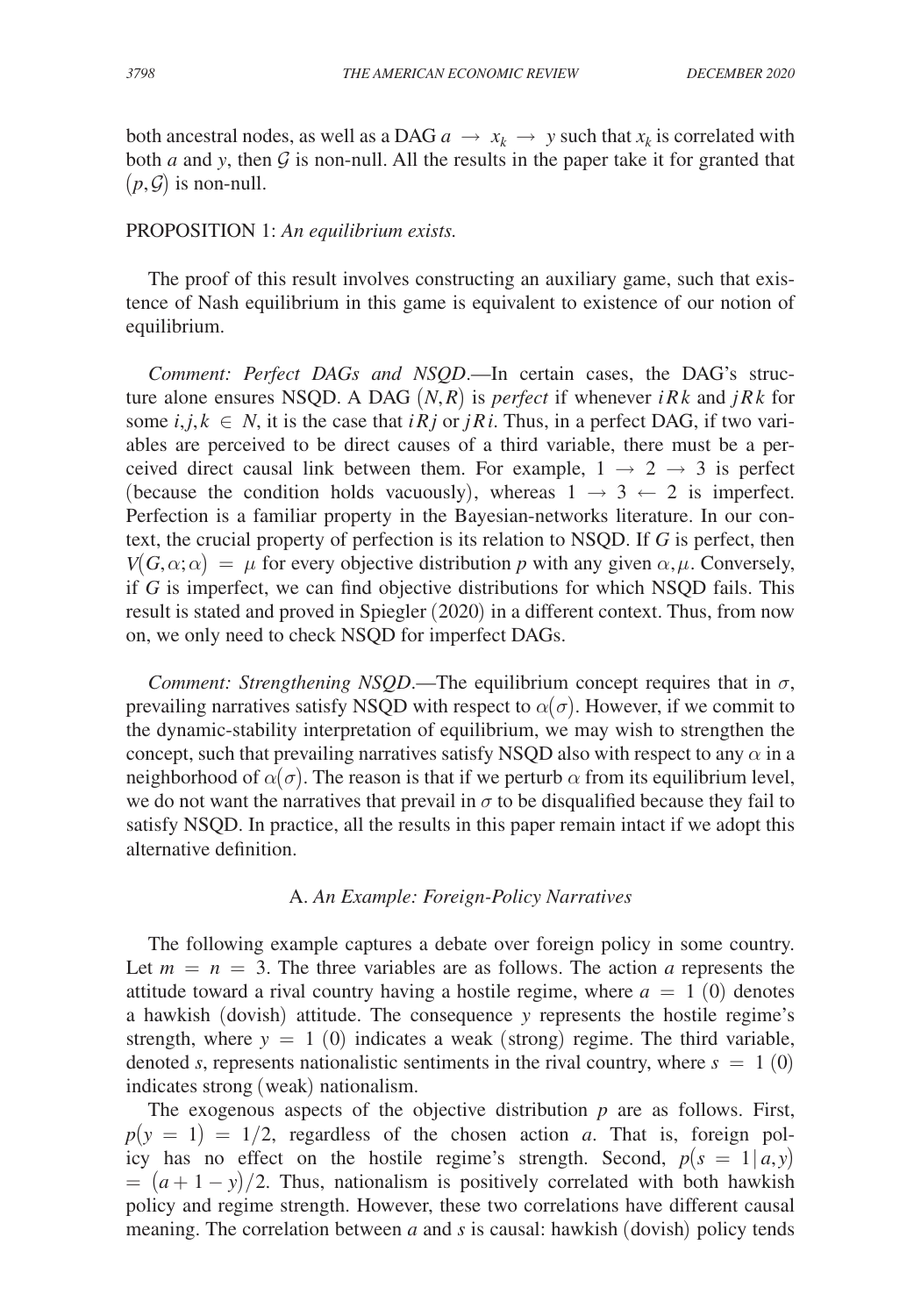both ancestral nodes, as well as a DAG $a \rightarrow x_k \rightarrow y$ such that $x_k$ is correlated with both $a$ and $y$, then $\mathcal{G}$ is non-null. All the results in the paper take it for granted that $(p, \mathcal{G})$ is non-null.

PROPOSITION 1: *An equilibrium exists.*

The proof of this result involves constructing an auxiliary game, such that existence of Nash equilibrium in this game is equivalent to existence of our notion of equilibrium.

*Comment: Perfect DAGs and NSQD*.—In certain cases, the DAG's structure alone ensures NSQD. A DAG $(N, R)$ is *perfect* if whenever $iRk$ and $jRk$ for some $i, j, k \in N$, it is the case that $iRj$ or $jRi$. Thus, in a perfect DAG, if two variables are perceived to be direct causes of a third variable, there must be a perceived direct causal link between them. For example, $1 \rightarrow 2 \rightarrow 3$ is perfect (because the condition holds vacuously), whereas $1 \rightarrow 3 \leftarrow 2$ is imperfect. Perfection is a familiar property in the Bayesian-networks literature. In our context, the crucial property of perfection is its relation to NSQD. If $G$ is perfect, then $V(G, \alpha; \alpha) = \mu$ for every objective distribution $p$ with any given $\alpha, \mu$. Conversely, if $G$ is imperfect, we can find objective distributions for which NSQD fails. This result is stated and proved in Spiegler (2020) in a different context. Thus, from now on, we only need to check NSQD for imperfect DAGs.

*Comment: Strengthening NSQD*.—The equilibrium concept requires that in $\sigma$, prevailing narratives satisfy NSQD with respect to $\alpha(\sigma)$. However, if we commit to the dynamic-stability interpretation of equilibrium, we may wish to strengthen the concept, such that prevailing narratives satisfy NSQD also with respect to any $\alpha$ in a neighborhood of $\alpha(\sigma)$. The reason is that if we perturb $\alpha$ from its equilibrium level, we do not want the narratives that prevail in $\sigma$ to be disqualified because they fail to satisfy NSQD. In practice, all the results in this paper remain intact if we adopt this alternative definition.

### A. *An Example: Foreign-Policy Narratives*

The following example captures a debate over foreign policy in some country. Let $m = n = 3$. The three variables are as follows. The action $a$ represents the attitude toward a rival country having a hostile regime, where $a = 1$ (0) denotes a hawkish (dovish) attitude. The consequence $y$ represents the hostile regime's strength, where $y = 1$ (0) indicates a weak (strong) regime. The third variable, denoted $s$, represents nationalistic sentiments in the rival country, where $s = 1$ (0) indicates strong (weak) nationalism.

The exogenous aspects of the objective distribution $p$ are as follows. First, $p(y = 1) = 1/2$, regardless of the chosen action $a$. That is, foreign policy has no effect on the hostile regime's strength. Second, $p(s = 1 \mid a, y) = (a + 1 - y)/2$. Thus, nationalism is positively correlated with both hawkish policy and regime strength. However, these two correlations have different causal meaning. The correlation between $a$ and $s$ is causal: hawkish (dovish) policy tends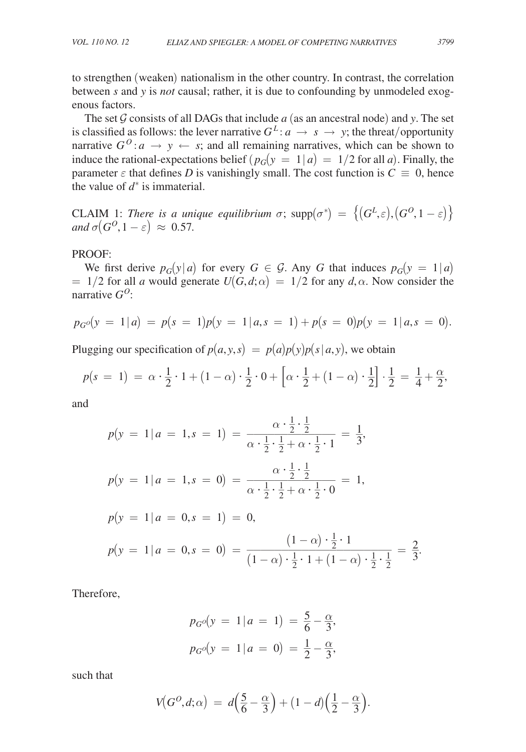to strengthen (weaken) nationalism in the other country. In contrast, the correlation between $s$ and $y$ is *not* causal; rather, it is due to confounding by unmodeled exogenous factors.

The set $\mathcal{G}$ consists of all DAGs that include $a$ (as an ancestral node) and $y$. The set is classified as follows: the lever narrative $G^L: a \rightarrow s \rightarrow y$; the threat/opportunity narrative $G^O: a \rightarrow y \leftarrow s$; and all remaining narratives, which can be shown to induce the rational-expectations belief ($p_G(y = 1 \mid a) = 1/2$ for all $a$). Finally, the parameter $\varepsilon$ that defines $D$ is vanishingly small. The cost function is $C \equiv 0$, hence the value of $d^*$ is immaterial.

CLAIM 1: *There is a unique equilibrium* $\sigma$; $\text{supp}(\sigma^*) = \{(G^L, \varepsilon), (G^O, 1-\varepsilon)\}$ *and* $\sigma(G^O, 1-\varepsilon) \approx 0.57$.

PROOF:

We first derive $p_G(y \mid a)$ for every $G \in \mathcal{G}$. Any $G$ that induces $p_G(y = 1 \mid a) = 1/2$ for all $a$ would generate $U(G, d; \alpha) = 1/2$ for any $d, \alpha$. Now consider the narrative $G^O$:

$$p_{G^O}(y = 1 \mid a) = p(s = 1)p(y = 1 \mid a, s = 1) + p(s = 0)p(y = 1 \mid a, s = 0).$$

Plugging our specification of $p(a, y, s) = p(a)p(y)p(s \mid a, y)$, we obtain

$$p(s = 1) = \alpha \cdot \frac{1}{2} \cdot 1 + (1-\alpha) \cdot \frac{1}{2} \cdot 0 + \left[\alpha \cdot \frac{1}{2} + (1-\alpha) \cdot \frac{1}{2}\right] \cdot \frac{1}{2} = \frac{1}{4} + \frac{\alpha}{2},$$

and

$$p(y = 1 \mid a = 1, s = 1) = \frac{\alpha \cdot \frac{1}{2} \cdot \frac{1}{2}}{\alpha \cdot \frac{1}{2} \cdot \frac{1}{2} + \alpha \cdot \frac{1}{2} \cdot 1} = \frac{1}{3},$$

$$p(y = 1 \mid a = 1, s = 0) = \frac{\alpha \cdot \frac{1}{2} \cdot \frac{1}{2}}{\alpha \cdot \frac{1}{2} \cdot \frac{1}{2} + \alpha \cdot \frac{1}{2} \cdot 0} = 1,$$

$$p(y = 1 \mid a = 0, s = 1) = 0,$$

$$p(y = 1 \mid a = 0, s = 0) = \frac{(1-\alpha) \cdot \frac{1}{2} \cdot 1}{(1-\alpha) \cdot \frac{1}{2} \cdot 1 + (1-\alpha) \cdot \frac{1}{2} \cdot \frac{1}{2}} = \frac{2}{3}.$$

Therefore,

$$p_{G^O}(y = 1 \mid a = 1) = \frac{5}{6} - \frac{\alpha}{3},$$

$$p_{G^O}(y = 1 \mid a = 0) = \frac{1}{2} - \frac{\alpha}{3},$$

such that

$$V(G^O, d; \alpha) = d\left(\frac{5}{6} - \frac{\alpha}{3}\right) + (1-d)\left(\frac{1}{2} - \frac{\alpha}{3}\right).$$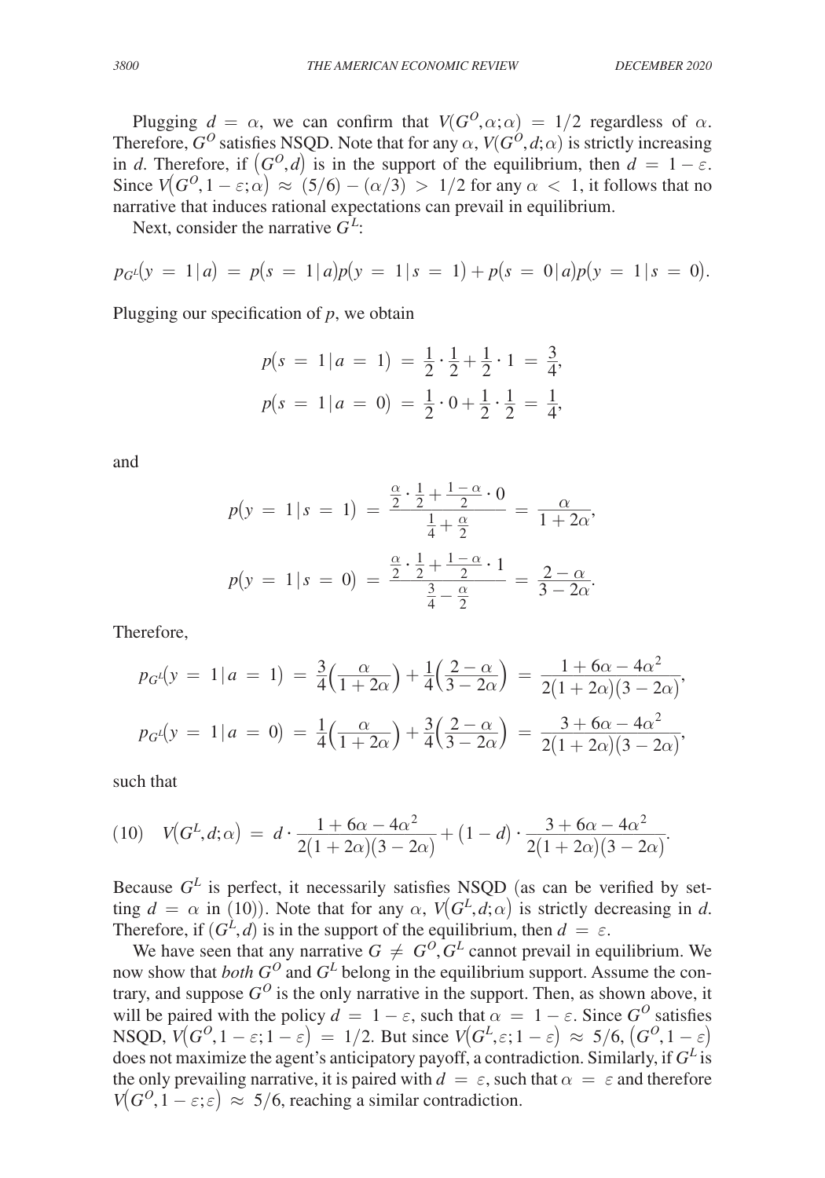Plugging $d = \alpha$, we can confirm that $V(G^O, \alpha; \alpha) = 1/2$ regardless of $\alpha$. Therefore, $G^O$ satisfies NSQD. Note that for any $\alpha$, $V(G^O, d; \alpha)$ is strictly increasing in $d$. Therefore, if $(G^O, d)$ is in the support of the equilibrium, then $d = 1 - \varepsilon$. Since $V(G^O, 1 - \varepsilon; \alpha) \approx (5/6) - (\alpha/3) > 1/2$ for any $\alpha < 1$, it follows that no narrative that induces rational expectations can prevail in equilibrium.

Next, consider the narrative $G^L$:

$$p_{G^L}(y = 1 | a) = p(s = 1 | a) p(y = 1 | s = 1) + p(s = 0 | a) p(y = 1 | s = 0).$$

Plugging our specification of $p$, we obtain

$$p(s = 1 | a = 1) = \frac{1}{2} \cdot \frac{1}{2} + \frac{1}{2} \cdot 1 = \frac{3}{4},$$
$$p(s = 1 | a = 0) = \frac{1}{2} \cdot 0 + \frac{1}{2} \cdot \frac{1}{2} = \frac{1}{4},$$

and

$$p(y = 1 | s = 1) = \frac{\frac{\alpha}{2} \cdot \frac{1}{2} + \frac{1 - \alpha}{2} \cdot 0}{\frac{1}{4} + \frac{\alpha}{2}} = \frac{\alpha}{1 + 2\alpha},$$

$$p(y = 1 | s = 0) = \frac{\frac{\alpha}{2} \cdot \frac{1}{2} + \frac{1 - \alpha}{2} \cdot 1}{\frac{3}{4} - \frac{\alpha}{2}} = \frac{2 - \alpha}{3 - 2\alpha}.$$

Therefore,

$$p_{G^L}(y = 1 | a = 1) = \frac{3}{4}\left(\frac{\alpha}{1 + 2\alpha}\right) + \frac{1}{4}\left(\frac{2 - \alpha}{3 - 2\alpha}\right) = \frac{1 + 6\alpha - 4\alpha^2}{2(1 + 2\alpha)(3 - 2\alpha)},$$

$$p_{G^L}(y = 1 | a = 0) = \frac{1}{4}\left(\frac{\alpha}{1 + 2\alpha}\right) + \frac{3}{4}\left(\frac{2 - \alpha}{3 - 2\alpha}\right) = \frac{3 + 6\alpha - 4\alpha^2}{2(1 + 2\alpha)(3 - 2\alpha)},$$

such that

$$(10) \quad V(G^L, d; \alpha) = d \cdot \frac{1 + 6\alpha - 4\alpha^2}{2(1 + 2\alpha)(3 - 2\alpha)} + (1 - d) \cdot \frac{3 + 6\alpha - 4\alpha^2}{2(1 + 2\alpha)(3 - 2\alpha)}.$$

Because $G^L$ is perfect, it necessarily satisfies NSQD (as can be verified by setting $d = \alpha$ in (10)). Note that for any $\alpha$, $V(G^L, d; \alpha)$ is strictly decreasing in $d$. Therefore, if $(G^L, d)$ is in the support of the equilibrium, then $d = \varepsilon$.

We have seen that any narrative $G \neq G^O, G^L$ cannot prevail in equilibrium. We now show that *both* $G^O$ and $G^L$ belong in the equilibrium support. Assume the contrary, and suppose $G^O$ is the only narrative in the support. Then, as shown above, it will be paired with the policy $d = 1 - \varepsilon$, such that $\alpha = 1 - \varepsilon$. Since $G^O$ satisfies NSQD, $V(G^O, 1 - \varepsilon; 1 - \varepsilon) = 1/2$. But since $V(G^L, \varepsilon; 1 - \varepsilon) \approx 5/6$, $(G^O, 1 - \varepsilon)$ does not maximize the agent's anticipatory payoff, a contradiction. Similarly, if $G^L$ is the only prevailing narrative, it is paired with $d = \varepsilon$, such that $\alpha = \varepsilon$ and therefore $V(G^O, 1 - \varepsilon; \varepsilon) \approx 5/6$, reaching a similar contradiction.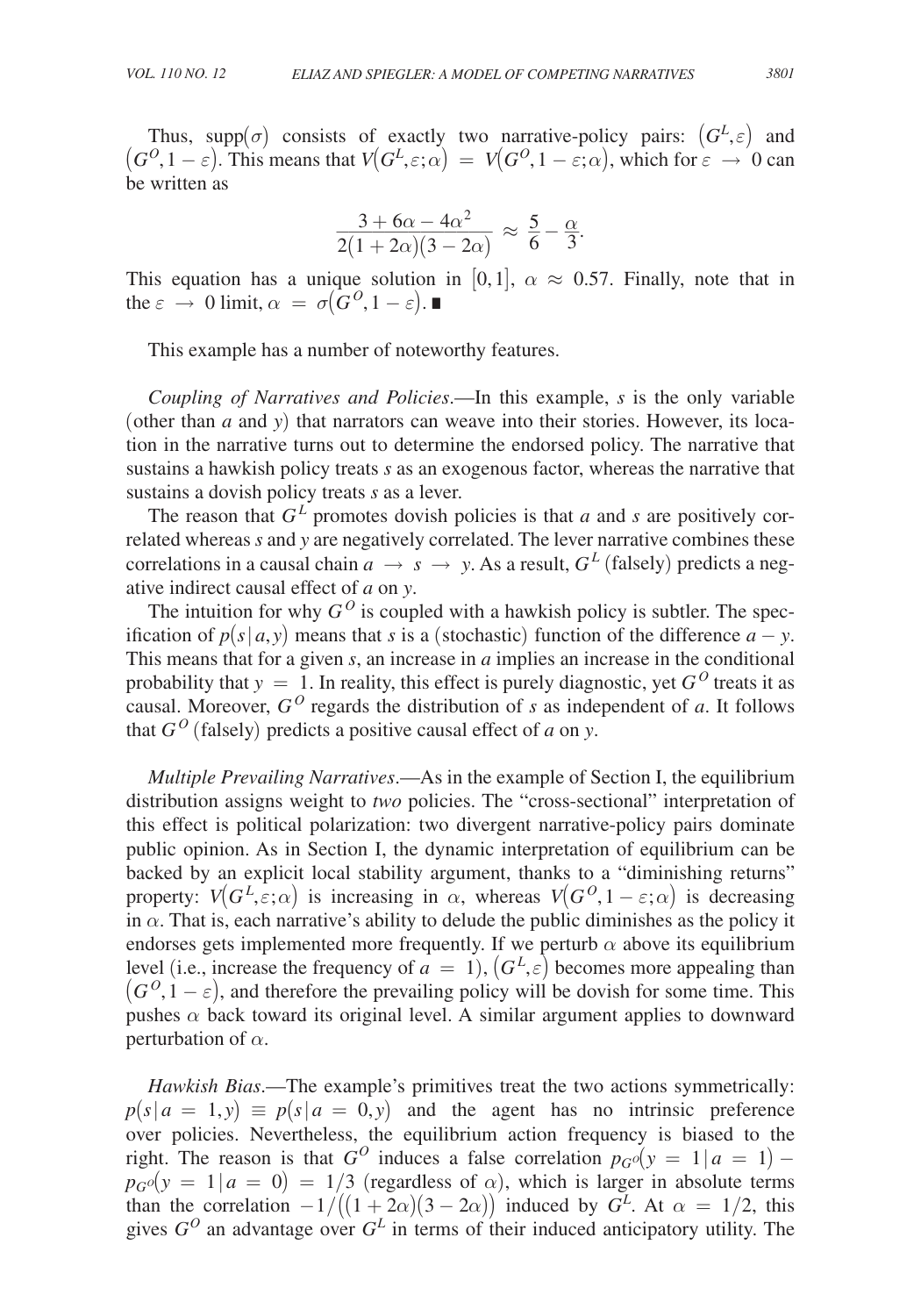Thus, $\text{supp}(\sigma)$ consists of exactly two narrative-policy pairs: $(G^L, \varepsilon)$ and $(G^O, 1-\varepsilon)$. This means that $V(G^L, \varepsilon; \alpha) = V(G^O, 1-\varepsilon; \alpha)$, which for $\varepsilon \to 0$ can be written as

$$\frac{3 + 6\alpha - 4\alpha^2}{2(1+2\alpha)(3-2\alpha)} \approx \frac{5}{6} - \frac{\alpha}{3}.$$

This equation has a unique solution in $[0,1]$, $\alpha \approx 0.57$. Finally, note that in the $\varepsilon \to 0$ limit, $\alpha = \sigma(G^O, 1-\varepsilon)$. ∎

This example has a number of noteworthy features.

*Coupling of Narratives and Policies*.—In this example, $s$ is the only variable (other than $a$ and $y$) that narrators can weave into their stories. However, its location in the narrative turns out to determine the endorsed policy. The narrative that sustains a hawkish policy treats $s$ as an exogenous factor, whereas the narrative that sustains a dovish policy treats $s$ as a lever.

The reason that $G^L$ promotes dovish policies is that $a$ and $s$ are positively correlated whereas $s$ and $y$ are negatively correlated. The lever narrative combines these correlations in a causal chain $a \to s \to y$. As a result, $G^L$ (falsely) predicts a negative indirect causal effect of $a$ on $y$.

The intuition for why $G^O$ is coupled with a hawkish policy is subtler. The specification of $p(s \mid a, y)$ means that $s$ is a (stochastic) function of the difference $a - y$. This means that for a given $s$, an increase in $a$ implies an increase in the conditional probability that $y = 1$. In reality, this effect is purely diagnostic, yet $G^O$ treats it as causal. Moreover, $G^O$ regards the distribution of $s$ as independent of $a$. It follows that $G^O$ (falsely) predicts a positive causal effect of $a$ on $y$.

*Multiple Prevailing Narratives*.—As in the example of Section I, the equilibrium distribution assigns weight to *two* policies. The "cross-sectional" interpretation of this effect is political polarization: two divergent narrative-policy pairs dominate public opinion. As in Section I, the dynamic interpretation of equilibrium can be backed by an explicit local stability argument, thanks to a "diminishing returns" property: $V(G^L, \varepsilon; \alpha)$ is increasing in $\alpha$, whereas $V(G^O, 1-\varepsilon; \alpha)$ is decreasing in $\alpha$. That is, each narrative's ability to delude the public diminishes as the policy it endorses gets implemented more frequently. If we perturb $\alpha$ above its equilibrium level (i.e., increase the frequency of $a = 1$), $(G^L, \varepsilon)$ becomes more appealing than $(G^O, 1-\varepsilon)$, and therefore the prevailing policy will be dovish for some time. This pushes $\alpha$ back toward its original level. A similar argument applies to downward perturbation of $\alpha$.

*Hawkish Bias*.—The example's primitives treat the two actions symmetrically: $p(s \mid a = 1, y) \equiv p(s \mid a = 0, y)$ and the agent has no intrinsic preference over policies. Nevertheless, the equilibrium action frequency is biased to the right. The reason is that $G^O$ induces a false correlation $p_{G^O}(y = 1 \mid a = 1) - p_{G^O}(y = 1 \mid a = 0) = 1/3$ (regardless of $\alpha$), which is larger in absolute terms than the correlation $-1/\big((1+2\alpha)(3-2\alpha)\big)$ induced by $G^L$. At $\alpha = 1/2$, this gives $G^O$ an advantage over $G^L$ in terms of their induced anticipatory utility. The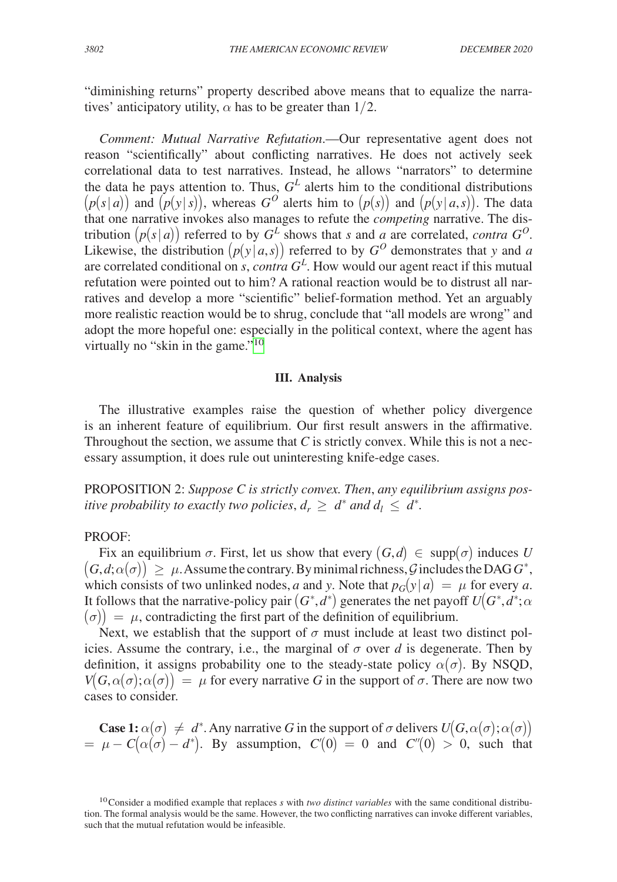"diminishing returns" property described above means that to equalize the narratives' anticipatory utility, $\alpha$ has to be greater than $1/2$.

*Comment: Mutual Narrative Refutation*.—Our representative agent does not reason "scientifically" about conflicting narratives. He does not actively seek correlational data to test narratives. Instead, he allows "narrators" to determine the data he pays attention to. Thus, $G^L$ alerts him to the conditional distributions $(p(s|a))$ and $(p(y|s))$, whereas $G^O$ alerts him to $(p(s))$ and $(p(y|a,s))$. The data that one narrative invokes also manages to refute the *competing* narrative. The distribution $(p(s|a))$ referred to by $G^L$ shows that $s$ and $a$ are correlated, *contra* $G^O$. Likewise, the distribution $(p(y|a,s))$ referred to by $G^O$ demonstrates that $y$ and $a$ are correlated conditional on $s$, *contra* $G^L$. How would our agent react if this mutual refutation were pointed out to him? A rational reaction would be to distrust all narratives and develop a more "scientific" belief-formation method. Yet an arguably more realistic reaction would be to shrug, conclude that "all models are wrong" and adopt the more hopeful one: especially in the political context, where the agent has virtually no "skin in the game."[10]

## III. Analysis

The illustrative examples raise the question of whether policy divergence is an inherent feature of equilibrium. Our first result answers in the affirmative. Throughout the section, we assume that $C$ is strictly convex. While this is not a necessary assumption, it does rule out uninteresting knife-edge cases.

PROPOSITION 2: *Suppose $C$ is strictly convex. Then, any equilibrium assigns positive probability to exactly two policies, $d_r \geq d^*$ and $d_l \leq d^*$.*

PROOF:

Fix an equilibrium $\sigma$. First, let us show that every $(G,d) \in \text{supp}(\sigma)$ induces $U(G,d;\alpha(\sigma)) \geq \mu$. Assume the contrary. By minimal richness, $\mathcal{G}$ includes the DAG $G^*$, which consists of two unlinked nodes, $a$ and $y$. Note that $p_G(y|a) = \mu$ for every $a$. It follows that the narrative-policy pair $(G^*, d^*)$ generates the net payoff $U(G^*, d^*; \alpha(\sigma)) = \mu$, contradicting the first part of the definition of equilibrium.

Next, we establish that the support of $\sigma$ must include at least two distinct policies. Assume the contrary, i.e., the marginal of $\sigma$ over $d$ is degenerate. Then by definition, it assigns probability one to the steady-state policy $\alpha(\sigma)$. By NSQD, $V(G,\alpha(\sigma);\alpha(\sigma)) = \mu$ for every narrative $G$ in the support of $\sigma$. There are now two cases to consider.

**Case 1:** $\alpha(\sigma) \neq d^*$. Any narrative $G$ in the support of $\sigma$ delivers $U(G,\alpha(\sigma);\alpha(\sigma)) = \mu - C(\alpha(\sigma) - d^*)$. By assumption, $C'(0) = 0$ and $C''(0) > 0$, such that

[10] Consider a modified example that replaces $s$ with *two distinct variables* with the same conditional distribution. The formal analysis would be the same. However, the two conflicting narratives can invoke different variables, such that the mutual refutation would be infeasible.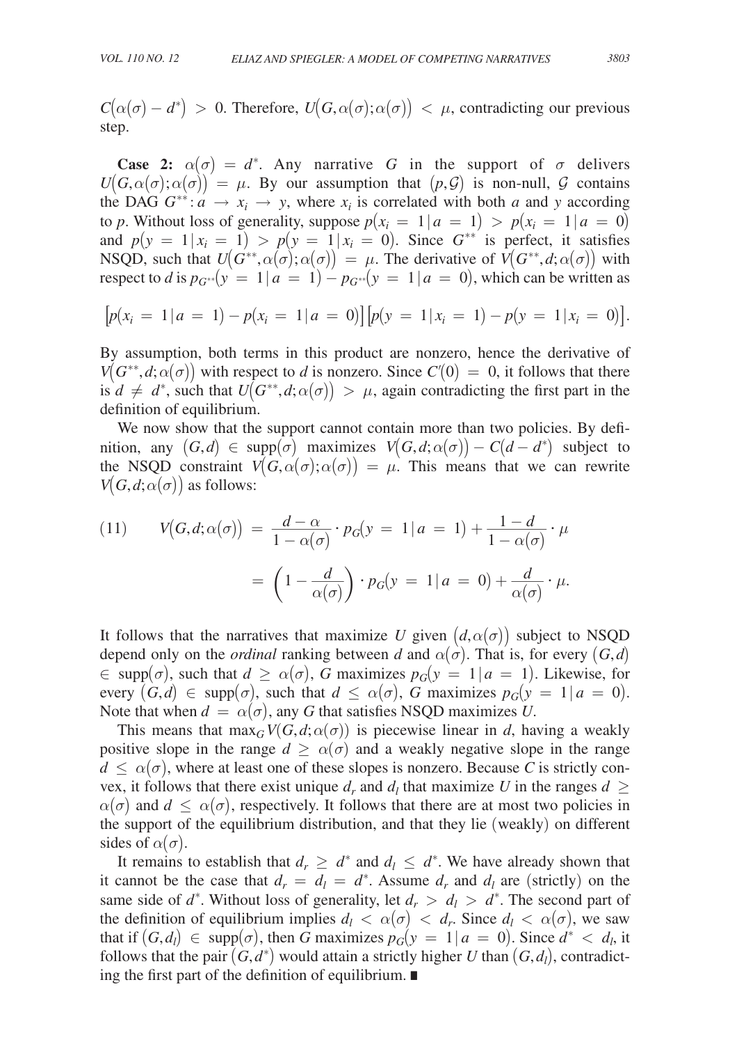$C\big(\alpha(\sigma) - d^*\big) > 0$. Therefore, $U\big(G, \alpha(\sigma); \alpha(\sigma)\big) < \mu$, contradicting our previous step.

**Case 2:** $\alpha(\sigma) = d^*$. Any narrative $G$ in the support of $\sigma$ delivers $U\big(G, \alpha(\sigma); \alpha(\sigma)\big) = \mu$. By our assumption that $(p, \mathcal{G})$ is non-null, $\mathcal{G}$ contains the DAG $G^{**}: a \to x_i \to y$, where $x_i$ is correlated with both $a$ and $y$ according to $p$. Without loss of generality, suppose $p(x_i = 1 \mid a = 1) > p(x_i = 1 \mid a = 0)$ and $p(y = 1 \mid x_i = 1) > p(y = 1 \mid x_i = 0)$. Since $G^{**}$ is perfect, it satisfies NSQD, such that $U\big(G^{**}, \alpha(\sigma); \alpha(\sigma)\big) = \mu$. The derivative of $V\big(G^{**}, d; \alpha(\sigma)\big)$ with respect to $d$ is $p_{G^{**}}(y = 1 \mid a = 1) - p_{G^{**}}(y = 1 \mid a = 0)$, which can be written as

$$\big[p(x_i = 1 \mid a = 1) - p(x_i = 1 \mid a = 0)\big]\big[p(y = 1 \mid x_i = 1) - p(y = 1 \mid x_i = 0)\big].$$

By assumption, both terms in this product are nonzero, hence the derivative of $V\big(G^{**}, d; \alpha(\sigma)\big)$ with respect to $d$ is nonzero. Since $C'(0) = 0$, it follows that there is $d \neq d^*$, such that $U\big(G^{**}, d; \alpha(\sigma)\big) > \mu$, again contradicting the first part in the definition of equilibrium.

We now show that the support cannot contain more than two policies. By definition, any $(G, d) \in \operatorname{supp}(\sigma)$ maximizes $V\big(G, d; \alpha(\sigma)\big) - C(d - d^*)$ subject to the NSQD constraint $V\big(G, \alpha(\sigma); \alpha(\sigma)\big) = \mu$. This means that we can rewrite $V\big(G, d; \alpha(\sigma)\big)$ as follows:

$$(11) \qquad V\big(G, d; \alpha(\sigma)\big) = \frac{d - \alpha}{1 - \alpha(\sigma)} \cdot p_G(y = 1 \mid a = 1) + \frac{1 - d}{1 - \alpha(\sigma)} \cdot \mu$$

$$= \left(1 - \frac{d}{\alpha(\sigma)}\right) \cdot p_G(y = 1 \mid a = 0) + \frac{d}{\alpha(\sigma)} \cdot \mu.$$

It follows that the narratives that maximize $U$ given $\big(d, \alpha(\sigma)\big)$ subject to NSQD depend only on the *ordinal* ranking between $d$ and $\alpha(\sigma)$. That is, for every $(G, d) \in \operatorname{supp}(\sigma)$, such that $d \geq \alpha(\sigma)$, $G$ maximizes $p_G(y = 1 \mid a = 1)$. Likewise, for every $(G, d) \in \operatorname{supp}(\sigma)$, such that $d \leq \alpha(\sigma)$, $G$ maximizes $p_G(y = 1 \mid a = 0)$. Note that when $d = \alpha(\sigma)$, any $G$ that satisfies NSQD maximizes $U$.

This means that $\max_G V(G, d; \alpha(\sigma))$ is piecewise linear in $d$, having a weakly positive slope in the range $d \geq \alpha(\sigma)$ and a weakly negative slope in the range $d \leq \alpha(\sigma)$, where at least one of these slopes is nonzero. Because $C$ is strictly convex, it follows that there exist unique $d_r$ and $d_l$ that maximize $U$ in the ranges $d \geq \alpha(\sigma)$ and $d \leq \alpha(\sigma)$, respectively. It follows that there are at most two policies in the support of the equilibrium distribution, and that they lie (weakly) on different sides of $\alpha(\sigma)$.

It remains to establish that $d_r \geq d^*$ and $d_l \leq d^*$. We have already shown that it cannot be the case that $d_r = d_l = d^*$. Assume $d_r$ and $d_l$ are (strictly) on the same side of $d^*$. Without loss of generality, let $d_r > d_l > d^*$. The second part of the definition of equilibrium implies $d_l < \alpha(\sigma) < d_r$. Since $d_l < \alpha(\sigma)$, we saw that if $(G, d_l) \in \operatorname{supp}(\sigma)$, then $G$ maximizes $p_G(y = 1 \mid a = 0)$. Since $d^* < d_l$, it follows that the pair $(G, d^*)$ would attain a strictly higher $U$ than $(G, d_l)$, contradicting the first part of the definition of equilibrium. ∎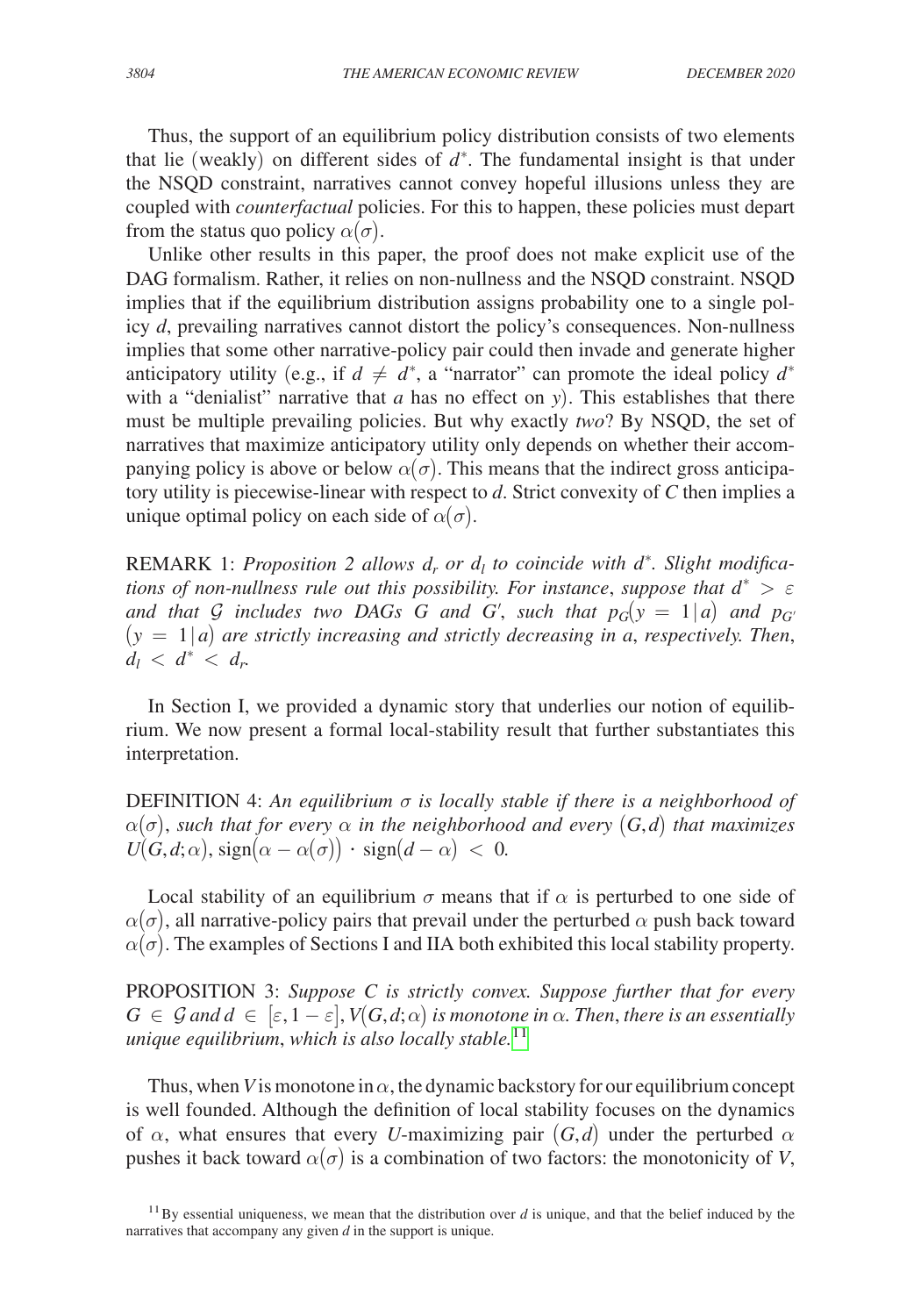Thus, the support of an equilibrium policy distribution consists of two elements that lie (weakly) on different sides of $d^*$. The fundamental insight is that under the NSQD constraint, narratives cannot convey hopeful illusions unless they are coupled with *counterfactual* policies. For this to happen, these policies must depart from the status quo policy $\alpha(\sigma)$.

Unlike other results in this paper, the proof does not make explicit use of the DAG formalism. Rather, it relies on non-nullness and the NSQD constraint. NSQD implies that if the equilibrium distribution assigns probability one to a single policy $d$, prevailing narratives cannot distort the policy's consequences. Non-nullness implies that some other narrative-policy pair could then invade and generate higher anticipatory utility (e.g., if $d \neq d^*$, a "narrator" can promote the ideal policy $d^*$ with a "denialist" narrative that $a$ has no effect on $y$). This establishes that there must be multiple prevailing policies. But why exactly *two*? By NSQD, the set of narratives that maximize anticipatory utility only depends on whether their accompanying policy is above or below $\alpha(\sigma)$. This means that the indirect gross anticipatory utility is piecewise-linear with respect to $d$. Strict convexity of $C$ then implies a unique optimal policy on each side of $\alpha(\sigma)$.

REMARK 1: *Proposition 2 allows $d_r$ or $d_l$ to coincide with $d^*$. Slight modifications of non-nullness rule out this possibility. For instance, suppose that $d^* > \varepsilon$ and that $\mathcal{G}$ includes two DAGs $G$ and $G'$, such that $p_G(y = 1|a)$ and $p_{G'}(y = 1|a)$ are strictly increasing and strictly decreasing in $a$, respectively. Then, $d_l < d^* < d_r$.*

In Section I, we provided a dynamic story that underlies our notion of equilibrium. We now present a formal local-stability result that further substantiates this interpretation.

DEFINITION 4: *An equilibrium $\sigma$ is locally stable if there is a neighborhood of $\alpha(\sigma)$, such that for every $\alpha$ in the neighborhood and every $(G,d)$ that maximizes $U(G,d;\alpha)$, $\text{sign}(\alpha - \alpha(\sigma)) \cdot \text{sign}(d - \alpha) < 0$.*

Local stability of an equilibrium $\sigma$ means that if $\alpha$ is perturbed to one side of $\alpha(\sigma)$, all narrative-policy pairs that prevail under the perturbed $\alpha$ push back toward $\alpha(\sigma)$. The examples of Sections I and IIA both exhibited this local stability property.

PROPOSITION 3: *Suppose $C$ is strictly convex. Suppose further that for every $G \in \mathcal{G}$ and $d \in [\varepsilon, 1-\varepsilon]$, $V(G,d;\alpha)$ is monotone in $\alpha$. Then, there is an essentially unique equilibrium, which is also locally stable.*[11]

Thus, when $V$ is monotone in $\alpha$, the dynamic backstory for our equilibrium concept is well founded. Although the definition of local stability focuses on the dynamics of $\alpha$, what ensures that every $U$-maximizing pair $(G,d)$ under the perturbed $\alpha$ pushes it back toward $\alpha(\sigma)$ is a combination of two factors: the monotonicity of $V$,

[11] By essential uniqueness, we mean that the distribution over $d$ is unique, and that the belief induced by the narratives that accompany any given $d$ in the support is unique.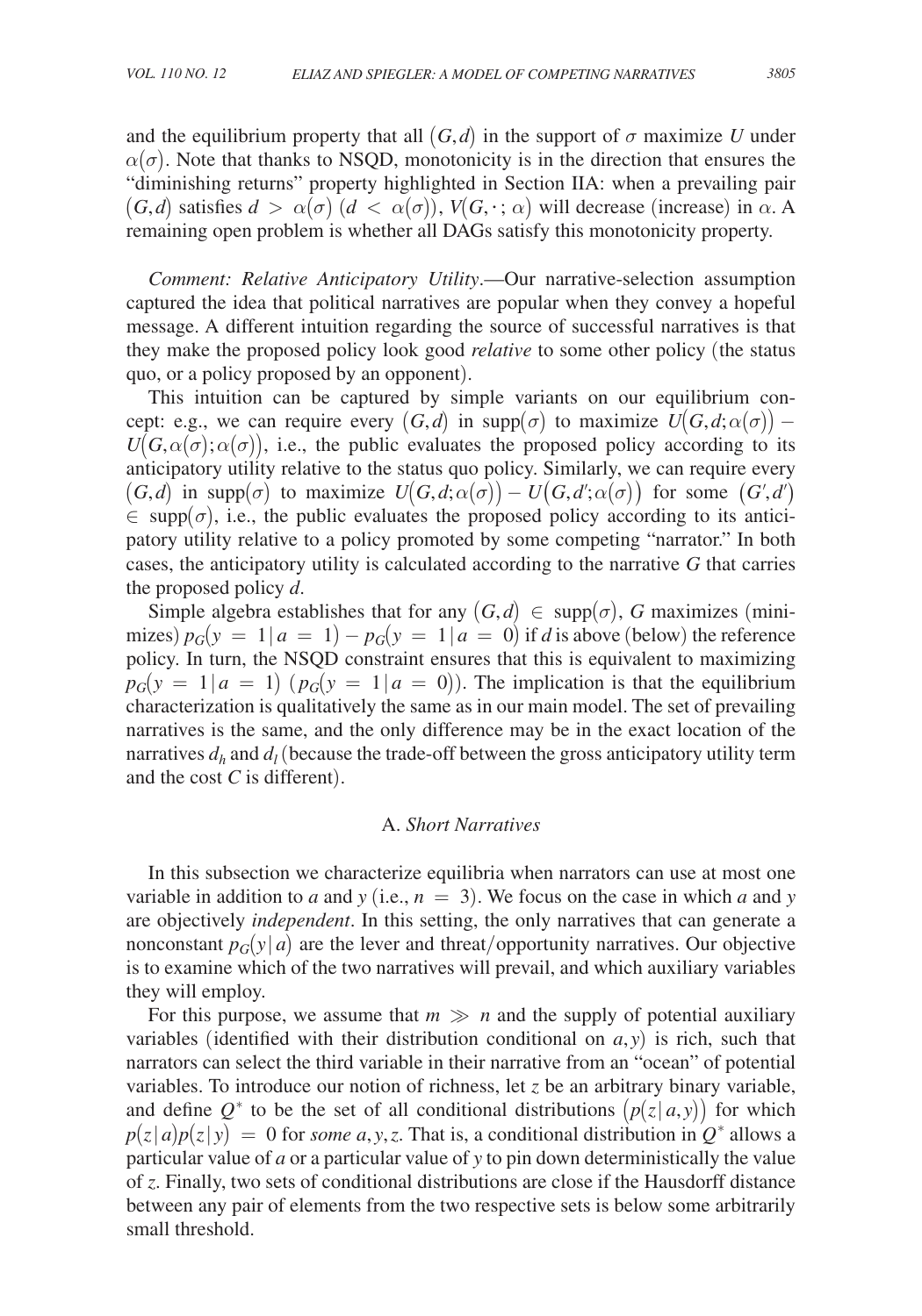and the equilibrium property that all $(G,d)$ in the support of $\sigma$ maximize $U$ under $\alpha(\sigma)$. Note that thanks to NSQD, monotonicity is in the direction that ensures the "diminishing returns" property highlighted in Section IIA: when a prevailing pair $(G,d)$ satisfies $d > \alpha(\sigma)$ $(d < \alpha(\sigma))$, $V(G,\cdot\,;\alpha)$ will decrease (increase) in $\alpha$. A remaining open problem is whether all DAGs satisfy this monotonicity property.

*Comment: Relative Anticipatory Utility*.—Our narrative-selection assumption captured the idea that political narratives are popular when they convey a hopeful message. A different intuition regarding the source of successful narratives is that they make the proposed policy look good *relative* to some other policy (the status quo, or a policy proposed by an opponent).

This intuition can be captured by simple variants on our equilibrium concept: e.g., we can require every $(G,d)$ in $\text{supp}(\sigma)$ to maximize $U(G,d;\alpha(\sigma)) - U(G,\alpha(\sigma);\alpha(\sigma))$, i.e., the public evaluates the proposed policy according to its anticipatory utility relative to the status quo policy. Similarly, we can require every $(G,d)$ in $\text{supp}(\sigma)$ to maximize $U(G,d;\alpha(\sigma)) - U(G,d';\alpha(\sigma))$ for some $(G',d') \in \text{supp}(\sigma)$, i.e., the public evaluates the proposed policy according to its anticipatory utility relative to a policy promoted by some competing "narrator." In both cases, the anticipatory utility is calculated according to the narrative $G$ that carries the proposed policy $d$.

Simple algebra establishes that for any $(G,d) \in \text{supp}(\sigma)$, $G$ maximizes (minimizes) $p_G(y = 1 \mid a = 1) - p_G(y = 1 \mid a = 0)$ if $d$ is above (below) the reference policy. In turn, the NSQD constraint ensures that this is equivalent to maximizing $p_G(y = 1 \mid a = 1)$ $(p_G(y = 1 \mid a = 0))$. The implication is that the equilibrium characterization is qualitatively the same as in our main model. The set of prevailing narratives is the same, and the only difference may be in the exact location of the narratives $d_h$ and $d_l$ (because the trade-off between the gross anticipatory utility term and the cost $C$ is different).

### A. *Short Narratives*

In this subsection we characterize equilibria when narrators can use at most one variable in addition to $a$ and $y$ (i.e., $n = 3$). We focus on the case in which $a$ and $y$ are objectively *independent*. In this setting, the only narratives that can generate a nonconstant $p_G(y \mid a)$ are the lever and threat/opportunity narratives. Our objective is to examine which of the two narratives will prevail, and which auxiliary variables they will employ.

For this purpose, we assume that $m \gg n$ and the supply of potential auxiliary variables (identified with their distribution conditional on $a,y$) is rich, such that narrators can select the third variable in their narrative from an "ocean" of potential variables. To introduce our notion of richness, let $z$ be an arbitrary binary variable, and define $Q^*$ to be the set of all conditional distributions $(p(z \mid a,y))$ for which $p(z \mid a)p(z \mid y) = 0$ for *some* $a,y,z$. That is, a conditional distribution in $Q^*$ allows a particular value of $a$ or a particular value of $y$ to pin down deterministically the value of $z$. Finally, two sets of conditional distributions are close if the Hausdorff distance between any pair of elements from the two respective sets is below some arbitrarily small threshold.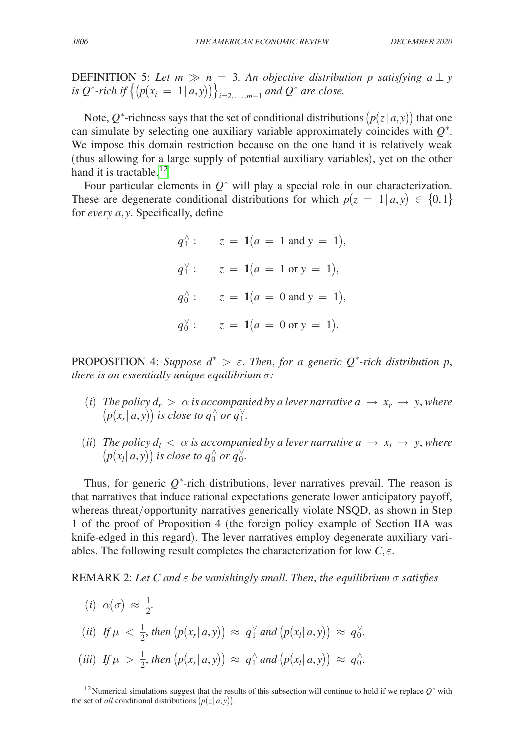DEFINITION 5: *Let $m \gg n = 3$. An objective distribution $p$ satisfying $a \perp y$ is $Q^*$-rich if $\left\{\left(p(x_i = 1 \mid a,y)\right)\right\}_{i=2,\ldots,m-1}$ and $Q^*$ are close.*

Note, $Q^*$-richness says that the set of conditional distributions $\left(p(z \mid a,y)\right)$ that one can simulate by selecting one auxiliary variable approximately coincides with $Q^*$. We impose this domain restriction because on the one hand it is relatively weak (thus allowing for a large supply of potential auxiliary variables), yet on the other hand it is tractable.[12]

Four particular elements in $Q^*$ will play a special role in our characterization. These are degenerate conditional distributions for which $p(z = 1 \mid a,y) \in \{0,1\}$ for *every* $a, y$. Specifically, define

$$q_1^{\wedge}: \qquad z = \mathbf{1}(a = 1 \text{ and } y = 1),$$

$$q_1^{\vee}: \qquad z = \mathbf{1}(a = 1 \text{ or } y = 1),$$

$$q_0^{\wedge}: \qquad z = \mathbf{1}(a = 0 \text{ and } y = 1),$$

$$q_0^{\vee}: \qquad z = \mathbf{1}(a = 0 \text{ or } y = 1).$$

PROPOSITION 4: *Suppose $d^* > \varepsilon$. Then, for a generic $Q^*$-rich distribution $p$, there is an essentially unique equilibrium $\sigma$:*

(*i*) *The policy $d_r > \alpha$ is accompanied by a lever narrative $a \to x_r \to y$, where $\left(p(x_r \mid a,y)\right)$ is close to $q_1^{\wedge}$ or $q_1^{\vee}$.*

(*ii*) *The policy $d_l < \alpha$ is accompanied by a lever narrative $a \to x_l \to y$, where $\left(p(x_l \mid a,y)\right)$ is close to $q_0^{\wedge}$ or $q_0^{\vee}$.*

Thus, for generic $Q^*$-rich distributions, lever narratives prevail. The reason is that narratives that induce rational expectations generate lower anticipatory payoff, whereas threat/opportunity narratives generically violate NSQD, as shown in Step 1 of the proof of Proposition 4 (the foreign policy example of Section IIA was knife-edged in this regard). The lever narratives employ degenerate auxiliary variables. The following result completes the characterization for low $C, \varepsilon$.

REMARK 2: *Let $C$ and $\varepsilon$ be vanishingly small. Then, the equilibrium $\sigma$ satisfies*

(*i*) $\alpha(\sigma) \approx \frac{1}{2}$.

(*ii*) *If $\mu < \frac{1}{2}$, then $\left(p(x_r \mid a,y)\right) \approx q_1^{\vee}$ and $\left(p(x_l \mid a,y)\right) \approx q_0^{\vee}$.*

(*iii*) *If $\mu > \frac{1}{2}$, then $\left(p(x_r \mid a,y)\right) \approx q_1^{\wedge}$ and $\left(p(x_l \mid a,y)\right) \approx q_0^{\wedge}$.*

[12] Numerical simulations suggest that the results of this subsection will continue to hold if we replace $Q^*$ with the set of *all* conditional distributions $\left(p(z \mid a,y)\right)$.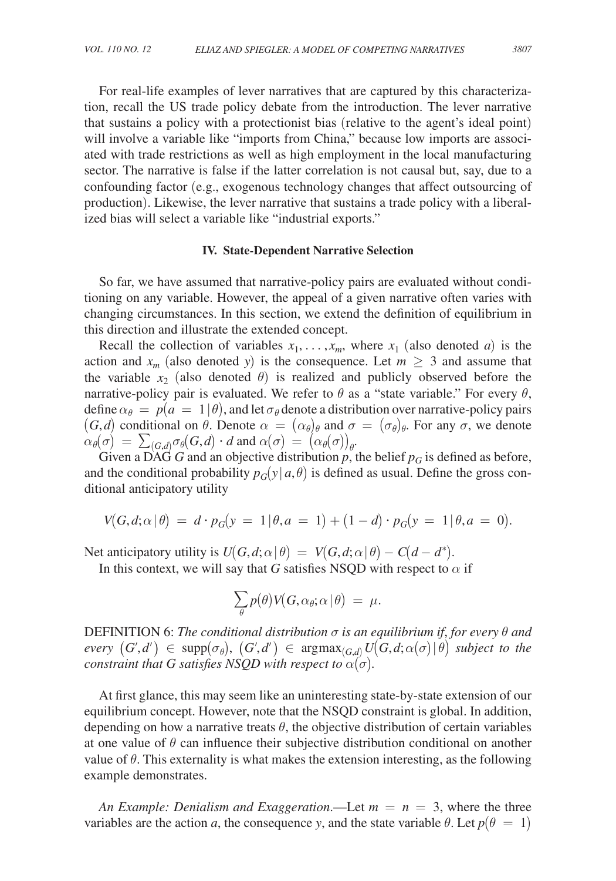For real-life examples of lever narratives that are captured by this characterization, recall the US trade policy debate from the introduction. The lever narrative that sustains a policy with a protectionist bias (relative to the agent's ideal point) will involve a variable like "imports from China," because low imports are associated with trade restrictions as well as high employment in the local manufacturing sector. The narrative is false if the latter correlation is not causal but, say, due to a confounding factor (e.g., exogenous technology changes that affect outsourcing of production). Likewise, the lever narrative that sustains a trade policy with a liberalized bias will select a variable like "industrial exports."

## IV. State-Dependent Narrative Selection

So far, we have assumed that narrative-policy pairs are evaluated without conditioning on any variable. However, the appeal of a given narrative often varies with changing circumstances. In this section, we extend the definition of equilibrium in this direction and illustrate the extended concept.

Recall the collection of variables $x_1, \ldots, x_m$, where $x_1$ (also denoted $a$) is the action and $x_m$ (also denoted $y$) is the consequence. Let $m \geq 3$ and assume that the variable $x_2$ (also denoted $\theta$) is realized and publicly observed before the narrative-policy pair is evaluated. We refer to $\theta$ as a "state variable." For every $\theta$, define $\alpha_\theta = p(a = 1 | \theta)$, and let $\sigma_\theta$ denote a distribution over narrative-policy pairs $(G, d)$ conditional on $\theta$. Denote $\alpha = (\alpha_\theta)_\theta$ and $\sigma = (\sigma_\theta)_\theta$. For any $\sigma$, we denote $\alpha_\theta(\sigma) = \sum_{(G,d)} \sigma_\theta(G, d) \cdot d$ and $\alpha(\sigma) = (\alpha_\theta(\sigma))_\theta$.

Given a DAG $G$ and an objective distribution $p$, the belief $p_G$ is defined as before, and the conditional probability $p_G(y | a, \theta)$ is defined as usual. Define the gross conditional anticipatory utility

$$V(G, d; \alpha | \theta) = d \cdot p_G(y = 1 | \theta, a = 1) + (1 - d) \cdot p_G(y = 1 | \theta, a = 0).$$

Net anticipatory utility is $U(G, d; \alpha | \theta) = V(G, d; \alpha | \theta) - C(d - d^*)$.

In this context, we will say that $G$ satisfies NSQD with respect to $\alpha$ if

$$\sum_\theta p(\theta) V(G, \alpha_\theta; \alpha | \theta) = \mu.$$

DEFINITION 6: *The conditional distribution $\sigma$ is an equilibrium if, for every $\theta$ and every $(G', d') \in \text{supp}(\sigma_\theta)$, $(G', d') \in \text{argmax}_{(G,d)} U(G, d; \alpha(\sigma) | \theta)$ subject to the constraint that $G$ satisfies NSQD with respect to $\alpha(\sigma)$.*

At first glance, this may seem like an uninteresting state-by-state extension of our equilibrium concept. However, note that the NSQD constraint is global. In addition, depending on how a narrative treats $\theta$, the objective distribution of certain variables at one value of $\theta$ can influence their subjective distribution conditional on another value of $\theta$. This externality is what makes the extension interesting, as the following example demonstrates.

*An Example: Denialism and Exaggeration*.—Let $m = n = 3$, where the three variables are the action $a$, the consequence $y$, and the state variable $\theta$. Let $p(\theta = 1)$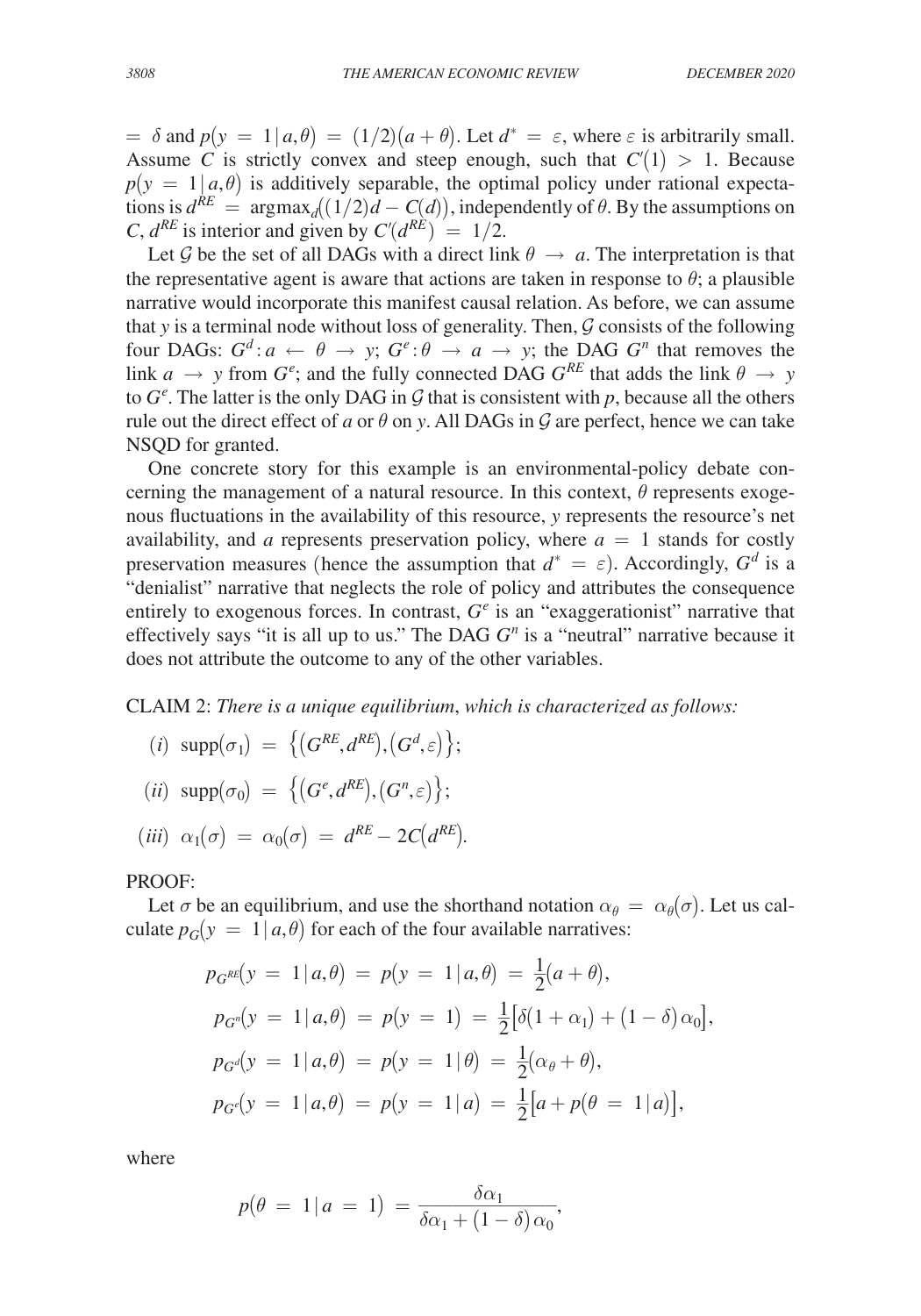$= \delta$ and $p(y = 1 | a, \theta) = (1/2)(a + \theta)$. Let $d^* = \varepsilon$, where $\varepsilon$ is arbitrarily small. Assume $C$ is strictly convex and steep enough, such that $C'(1) > 1$. Because $p(y = 1 | a, \theta)$ is additively separable, the optimal policy under rational expectations is $d^{RE} = \arg\max_d((1/2)d - C(d))$, independently of $\theta$. By the assumptions on $C$, $d^{RE}$ is interior and given by $C'(d^{RE}) = 1/2$.

Let $\mathcal{G}$ be the set of all DAGs with a direct link $\theta \to a$. The interpretation is that the representative agent is aware that actions are taken in response to $\theta$; a plausible narrative would incorporate this manifest causal relation. As before, we can assume that $y$ is a terminal node without loss of generality. Then, $\mathcal{G}$ consists of the following four DAGs: $G^d : a \leftarrow \theta \to y$; $G^e : \theta \to a \to y$; the DAG $G^n$ that removes the link $a \to y$ from $G^e$; and the fully connected DAG $G^{RE}$ that adds the link $\theta \to y$ to $G^e$. The latter is the only DAG in $\mathcal{G}$ that is consistent with $p$, because all the others rule out the direct effect of $a$ or $\theta$ on $y$. All DAGs in $\mathcal{G}$ are perfect, hence we can take NSQD for granted.

One concrete story for this example is an environmental-policy debate concerning the management of a natural resource. In this context, $\theta$ represents exogenous fluctuations in the availability of this resource, $y$ represents the resource's net availability, and $a$ represents preservation policy, where $a = 1$ stands for costly preservation measures (hence the assumption that $d^* = \varepsilon$). Accordingly, $G^d$ is a "denialist" narrative that neglects the role of policy and attributes the consequence entirely to exogenous forces. In contrast, $G^e$ is an "exaggerationist" narrative that effectively says "it is all up to us." The DAG $G^n$ is a "neutral" narrative because it does not attribute the outcome to any of the other variables.

CLAIM 2: *There is a unique equilibrium, which is characterized as follows:*

(*i*) $\text{supp}(\sigma_1) = \{(G^{RE}, d^{RE}), (G^d, \varepsilon)\}$;

(*ii*) $\text{supp}(\sigma_0) = \{(G^e, d^{RE}), (G^n, \varepsilon)\}$;

(*iii*) $\alpha_1(\sigma) = \alpha_0(\sigma) = d^{RE} - 2C(d^{RE})$.

PROOF:

Let $\sigma$ be an equilibrium, and use the shorthand notation $\alpha_\theta = \alpha_\theta(\sigma)$. Let us calculate $p_G(y = 1 | a, \theta)$ for each of the four available narratives:

$$p_{G^{RE}}(y = 1 | a, \theta) = p(y = 1 | a, \theta) = \frac{1}{2}(a + \theta),$$

$$p_{G^n}(y = 1 | a, \theta) = p(y = 1) = \frac{1}{2}\left[\delta(1 + \alpha_1) + (1 - \delta)\alpha_0\right],$$

$$p_{G^d}(y = 1 | a, \theta) = p(y = 1 | \theta) = \frac{1}{2}(\alpha_\theta + \theta),$$

$$p_{G^e}(y = 1 | a, \theta) = p(y = 1 | a) = \frac{1}{2}\left[a + p(\theta = 1 | a)\right],$$

where

$$p(\theta = 1 | a = 1) = \frac{\delta\alpha_1}{\delta\alpha_1 + (1 - \delta)\alpha_0},$$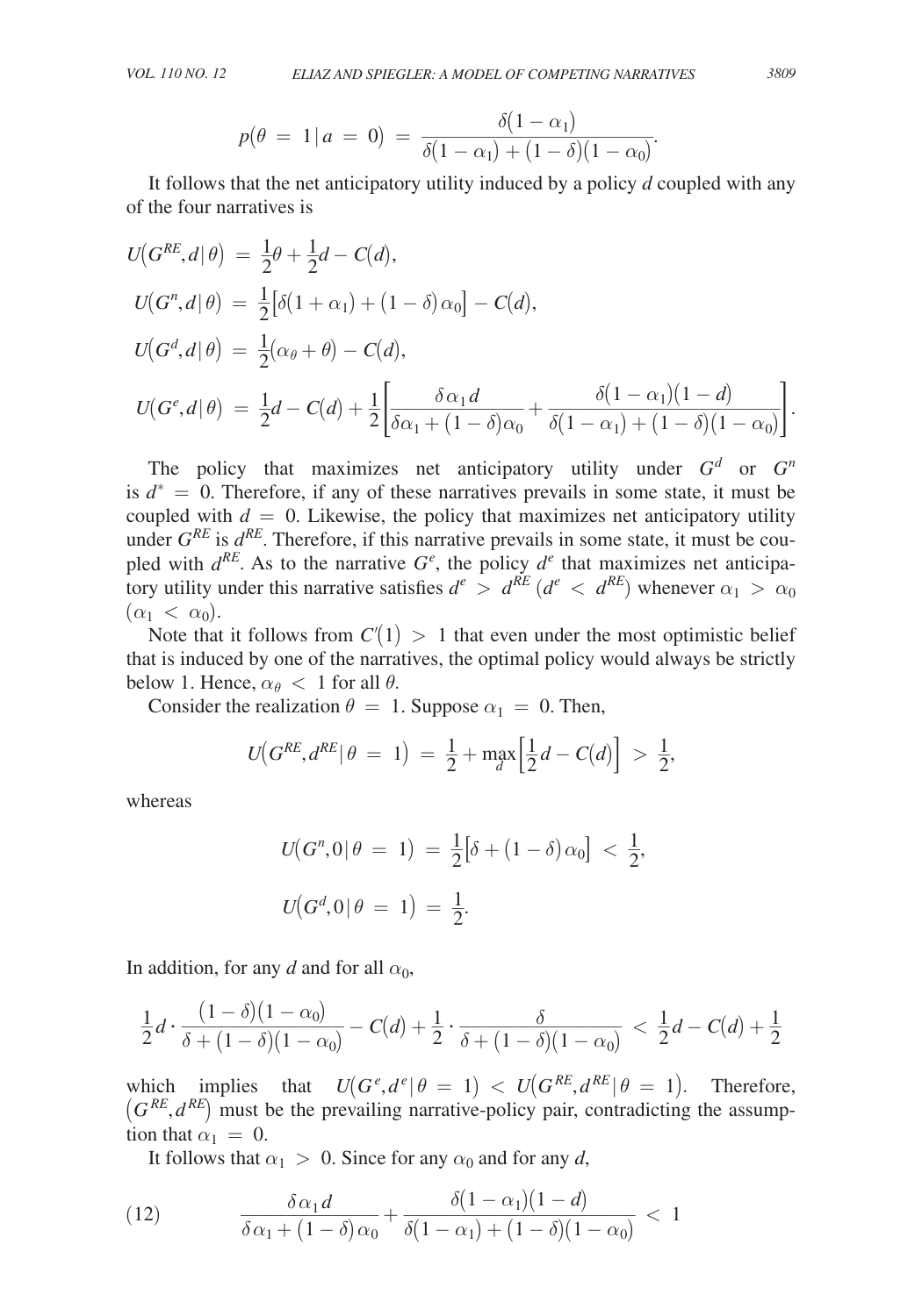$$p(\theta = 1 \,|\, a = 0) = \frac{\delta(1 - \alpha_1)}{\delta(1 - \alpha_1) + (1 - \delta)(1 - \alpha_0)}.$$

It follows that the net anticipatory utility induced by a policy $d$ coupled with any of the four narratives is

$$U(G^{RE}, d \,|\, \theta) = \frac{1}{2}\theta + \frac{1}{2}d - C(d),$$

$$U(G^{n}, d \,|\, \theta) = \frac{1}{2}\left[\delta(1 + \alpha_1) + (1 - \delta)\alpha_0\right] - C(d),$$

$$U(G^{d}, d \,|\, \theta) = \frac{1}{2}(\alpha_\theta + \theta) - C(d),$$

$$U(G^{e}, d \,|\, \theta) = \frac{1}{2}d - C(d) + \frac{1}{2}\left[\frac{\delta\alpha_1 d}{\delta\alpha_1 + (1 - \delta)\alpha_0} + \frac{\delta(1 - \alpha_1)(1 - d)}{\delta(1 - \alpha_1) + (1 - \delta)(1 - \alpha_0)}\right].$$

The policy that maximizes net anticipatory utility under $G^d$ or $G^n$ is $d^* = 0$. Therefore, if any of these narratives prevails in some state, it must be coupled with $d = 0$. Likewise, the policy that maximizes net anticipatory utility under $G^{RE}$ is $d^{RE}$. Therefore, if this narrative prevails in some state, it must be coupled with $d^{RE}$. As to the narrative $G^e$, the policy $d^e$ that maximizes net anticipatory utility under this narrative satisfies $d^e > d^{RE}$ ($d^e < d^{RE}$) whenever $\alpha_1 > \alpha_0$ ($\alpha_1 < \alpha_0$).

Note that it follows from $C'(1) > 1$ that even under the most optimistic belief that is induced by one of the narratives, the optimal policy would always be strictly below 1. Hence, $\alpha_\theta < 1$ for all $\theta$.

Consider the realization $\theta = 1$. Suppose $\alpha_1 = 0$. Then,

$$U(G^{RE}, d^{RE} \,|\, \theta = 1) = \frac{1}{2} + \max_d\left[\frac{1}{2}d - C(d)\right] > \frac{1}{2},$$

whereas

$$U(G^{n}, 0 \,|\, \theta = 1) = \frac{1}{2}\left[\delta + (1 - \delta)\alpha_0\right] < \frac{1}{2},$$

$$U(G^{d}, 0 \,|\, \theta = 1) = \frac{1}{2}.$$

In addition, for any $d$ and for all $\alpha_0$,

$$\frac{1}{2}d \cdot \frac{(1 - \delta)(1 - \alpha_0)}{\delta + (1 - \delta)(1 - \alpha_0)} - C(d) + \frac{1}{2} \cdot \frac{\delta}{\delta + (1 - \delta)(1 - \alpha_0)} < \frac{1}{2}d - C(d) + \frac{1}{2}$$

which implies that $U(G^e, d^e \,|\, \theta = 1) < U(G^{RE}, d^{RE} \,|\, \theta = 1)$. Therefore, $(G^{RE}, d^{RE})$ must be the prevailing narrative-policy pair, contradicting the assumption that $\alpha_1 = 0$.

It follows that $\alpha_1 > 0$. Since for any $\alpha_0$ and for any $d$,

$$\frac{\delta\alpha_1 d}{\delta\alpha_1 + (1 - \delta)\alpha_0} + \frac{\delta(1 - \alpha_1)(1 - d)}{\delta(1 - \alpha_1) + (1 - \delta)(1 - \alpha_0)} < 1 \tag{12}$$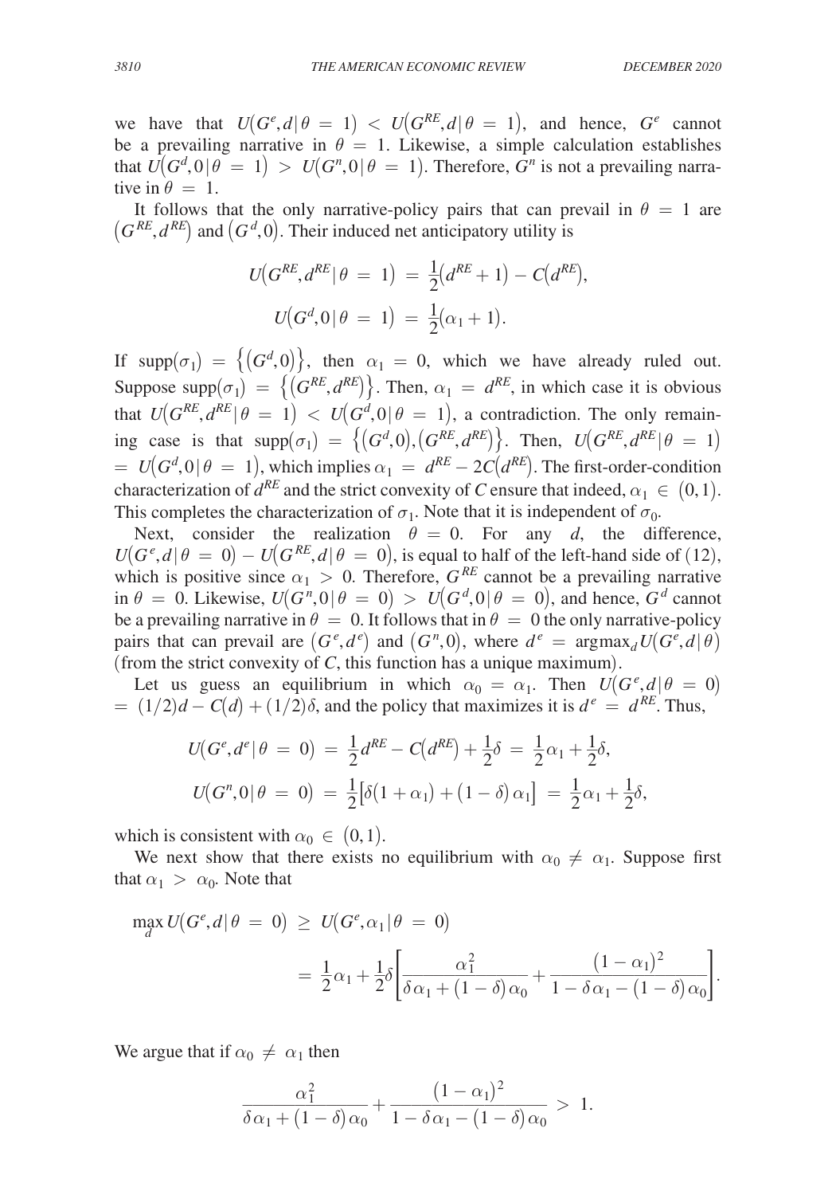we have that $U(G^e, d \mid \theta = 1) < U(G^{RE}, d \mid \theta = 1)$, and hence, $G^e$ cannot be a prevailing narrative in $\theta = 1$. Likewise, a simple calculation establishes that $U(G^d, 0 \mid \theta = 1) > U(G^n, 0 \mid \theta = 1)$. Therefore, $G^n$ is not a prevailing narrative in $\theta = 1$.

It follows that the only narrative-policy pairs that can prevail in $\theta = 1$ are $(G^{RE}, d^{RE})$ and $(G^d, 0)$. Their induced net anticipatory utility is

$$U(G^{RE}, d^{RE} \mid \theta = 1) = \frac{1}{2}(d^{RE} + 1) - C(d^{RE}),$$

$$U(G^d, 0 \mid \theta = 1) = \frac{1}{2}(\alpha_1 + 1).$$

If $\text{supp}(\sigma_1) = \{(G^d, 0)\}$, then $\alpha_1 = 0$, which we have already ruled out. Suppose $\text{supp}(\sigma_1) = \{(G^{RE}, d^{RE})\}$. Then, $\alpha_1 = d^{RE}$, in which case it is obvious that $U(G^{RE}, d^{RE} \mid \theta = 1) < U(G^d, 0 \mid \theta = 1)$, a contradiction. The only remaining case is that $\text{supp}(\sigma_1) = \{(G^d, 0), (G^{RE}, d^{RE})\}$. Then, $U(G^{RE}, d^{RE} \mid \theta = 1) = U(G^d, 0 \mid \theta = 1)$, which implies $\alpha_1 = d^{RE} - 2C(d^{RE})$. The first-order-condition characterization of $d^{RE}$ and the strict convexity of $C$ ensure that indeed, $\alpha_1 \in (0,1)$. This completes the characterization of $\sigma_1$. Note that it is independent of $\sigma_0$.

Next, consider the realization $\theta = 0$. For any $d$, the difference, $U(G^e, d \mid \theta = 0) - U(G^{RE}, d \mid \theta = 0)$, is equal to half of the left-hand side of (12), which is positive since $\alpha_1 > 0$. Therefore, $G^{RE}$ cannot be a prevailing narrative in $\theta = 0$. Likewise, $U(G^n, 0 \mid \theta = 0) > U(G^d, 0 \mid \theta = 0)$, and hence, $G^d$ cannot be a prevailing narrative in $\theta = 0$. It follows that in $\theta = 0$ the only narrative-policy pairs that can prevail are $(G^e, d^e)$ and $(G^n, 0)$, where $d^e = \text{argmax}_d U(G^e, d \mid \theta)$ (from the strict convexity of $C$, this function has a unique maximum).

Let us guess an equilibrium in which $\alpha_0 = \alpha_1$. Then $U(G^e, d \mid \theta = 0) = (1/2)d - C(d) + (1/2)\delta$, and the policy that maximizes it is $d^e = d^{RE}$. Thus,

$$U(G^e, d^e \mid \theta = 0) = \frac{1}{2}d^{RE} - C(d^{RE}) + \frac{1}{2}\delta = \frac{1}{2}\alpha_1 + \frac{1}{2}\delta,$$

$$U(G^n, 0 \mid \theta = 0) = \frac{1}{2}\left[\delta(1 + \alpha_1) + (1 - \delta)\alpha_1\right] = \frac{1}{2}\alpha_1 + \frac{1}{2}\delta,$$

which is consistent with $\alpha_0 \in (0,1)$.

We next show that there exists no equilibrium with $\alpha_0 \neq \alpha_1$. Suppose first that $\alpha_1 > \alpha_0$. Note that

$$\max_d U(G^e, d \mid \theta = 0) \geq U(G^e, \alpha_1 \mid \theta = 0)$$

$$= \frac{1}{2}\alpha_1 + \frac{1}{2}\delta\left[\frac{\alpha_1^2}{\delta\alpha_1 + (1 - \delta)\alpha_0} + \frac{(1 - \alpha_1)^2}{1 - \delta\alpha_1 - (1 - \delta)\alpha_0}\right].$$

We argue that if $\alpha_0 \neq \alpha_1$ then

$$\frac{\alpha_1^2}{\delta\alpha_1 + (1 - \delta)\alpha_0} + \frac{(1 - \alpha_1)^2}{1 - \delta\alpha_1 - (1 - \delta)\alpha_0} > 1.$$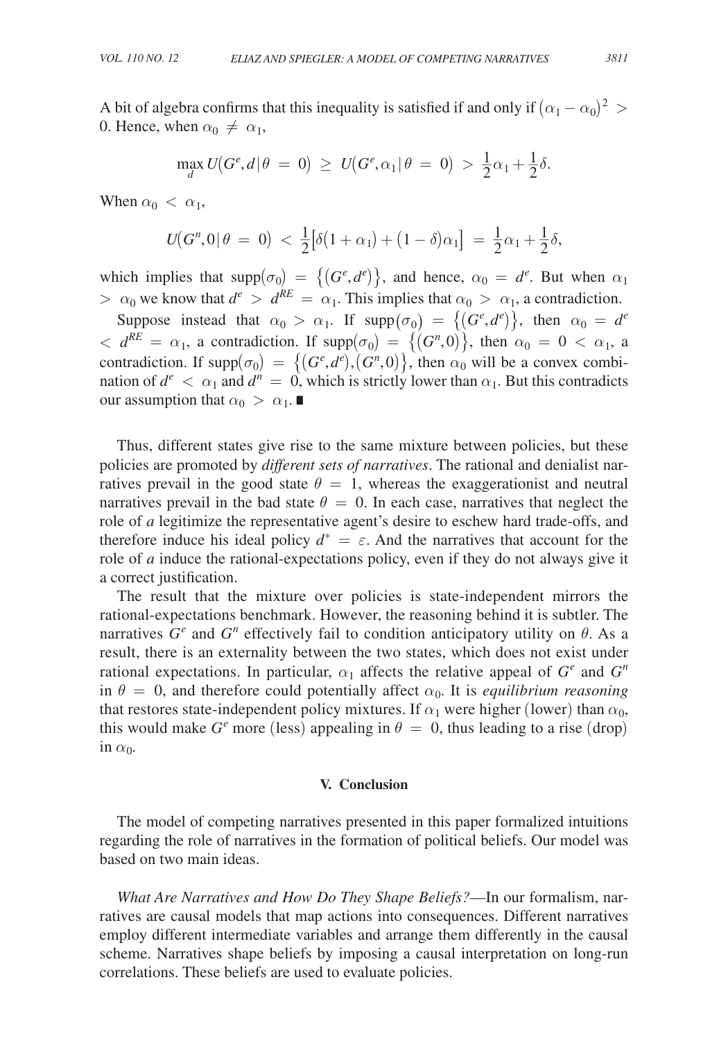A bit of algebra confirms that this inequality is satisfied if and only if $(\alpha_1 - \alpha_0)^2 > 0$. Hence, when $\alpha_0 \neq \alpha_1$,

$$\max_d U(G^e, d \,|\, \theta = 0) \geq U(G^e, \alpha_1 \,|\, \theta = 0) > \frac{1}{2}\alpha_1 + \frac{1}{2}\delta.$$

When $\alpha_0 < \alpha_1$,

$$U(G^n, 0 \,|\, \theta = 0) < \frac{1}{2}\big[\delta(1 + \alpha_1) + (1 - \delta)\alpha_1\big] = \frac{1}{2}\alpha_1 + \frac{1}{2}\delta,$$

which implies that $\text{supp}(\sigma_0) = \{(G^e, d^e)\}$, and hence, $\alpha_0 = d^e$. But when $\alpha_1 > \alpha_0$ we know that $d^e > d^{RE} = \alpha_1$. This implies that $\alpha_0 > \alpha_1$, a contradiction.

Suppose instead that $\alpha_0 > \alpha_1$. If $\text{supp}(\sigma_0) = \{(G^e, d^e)\}$, then $\alpha_0 = d^e < d^{RE} = \alpha_1$, a contradiction. If $\text{supp}(\sigma_0) = \{(G^n, 0)\}$, then $\alpha_0 = 0 < \alpha_1$, a contradiction. If $\text{supp}(\sigma_0) = \{(G^e, d^e), (G^n, 0)\}$, then $\alpha_0$ will be a convex combination of $d^e < \alpha_1$ and $d^n = 0$, which is strictly lower than $\alpha_1$. But this contradicts our assumption that $\alpha_0 > \alpha_1$. ■

Thus, different states give rise to the same mixture between policies, but these policies are promoted by *different sets of narratives*. The rational and denialist narratives prevail in the good state $\theta = 1$, whereas the exaggerationist and neutral narratives prevail in the bad state $\theta = 0$. In each case, narratives that neglect the role of $a$ legitimize the representative agent's desire to eschew hard trade-offs, and therefore induce his ideal policy $d^* = \varepsilon$. And the narratives that account for the role of $a$ induce the rational-expectations policy, even if they do not always give it a correct justification.

The result that the mixture over policies is state-independent mirrors the rational-expectations benchmark. However, the reasoning behind it is subtler. The narratives $G^e$ and $G^n$ effectively fail to condition anticipatory utility on $\theta$. As a result, there is an externality between the two states, which does not exist under rational expectations. In particular, $\alpha_1$ affects the relative appeal of $G^e$ and $G^n$ in $\theta = 0$, and therefore could potentially affect $\alpha_0$. It is *equilibrium reasoning* that restores state-independent policy mixtures. If $\alpha_1$ were higher (lower) than $\alpha_0$, this would make $G^e$ more (less) appealing in $\theta = 0$, thus leading to a rise (drop) in $\alpha_0$.

## V. Conclusion

The model of competing narratives presented in this paper formalized intuitions regarding the role of narratives in the formation of political beliefs. Our model was based on two main ideas.

*What Are Narratives and How Do They Shape Beliefs?*—In our formalism, narratives are causal models that map actions into consequences. Different narratives employ different intermediate variables and arrange them differently in the causal scheme. Narratives shape beliefs by imposing a causal interpretation on long-run correlations. These beliefs are used to evaluate policies.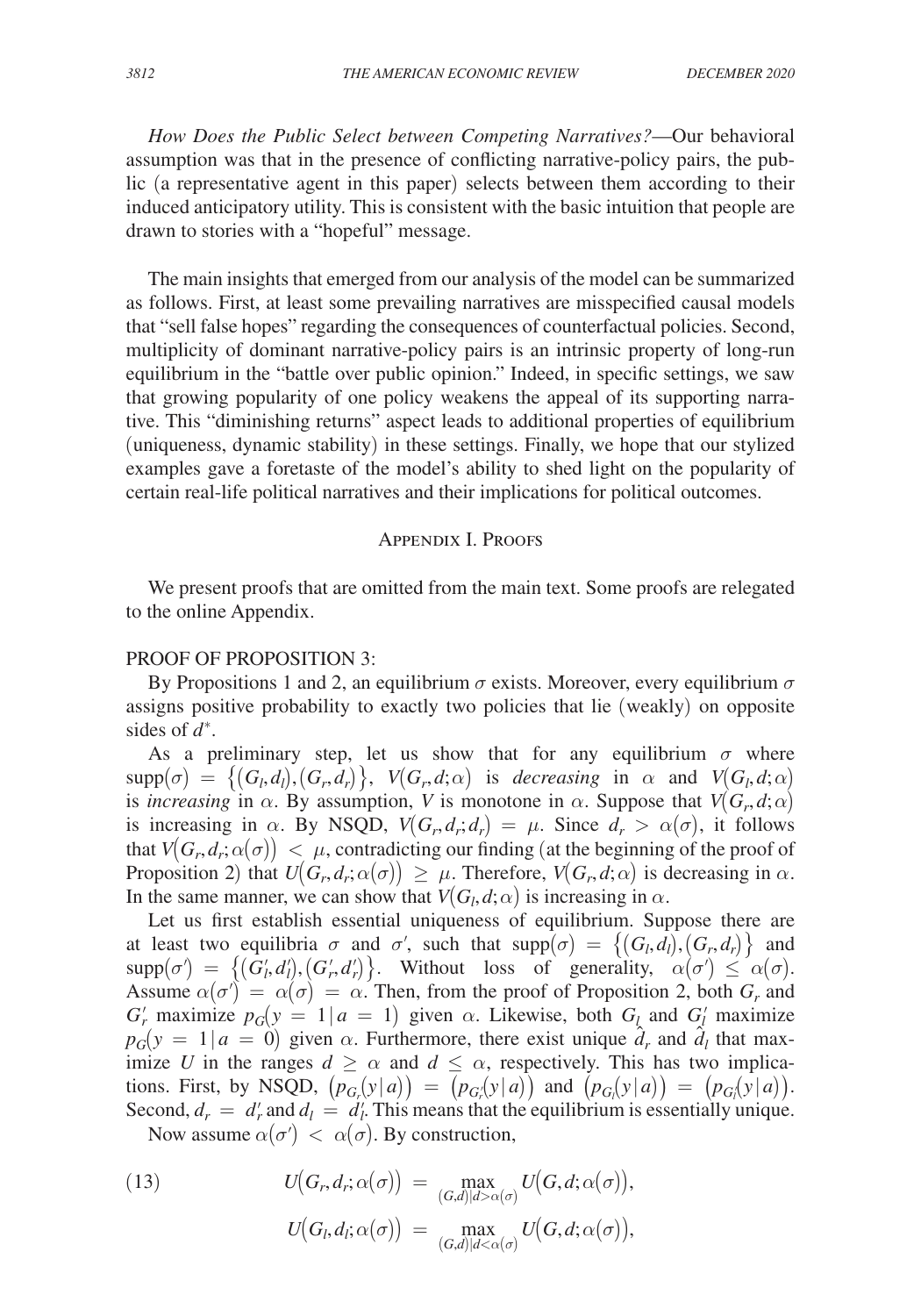*How Does the Public Select between Competing Narratives?*—Our behavioral assumption was that in the presence of conflicting narrative-policy pairs, the public (a representative agent in this paper) selects between them according to their induced anticipatory utility. This is consistent with the basic intuition that people are drawn to stories with a "hopeful" message.

The main insights that emerged from our analysis of the model can be summarized as follows. First, at least some prevailing narratives are misspecified causal models that "sell false hopes" regarding the consequences of counterfactual policies. Second, multiplicity of dominant narrative-policy pairs is an intrinsic property of long-run equilibrium in the "battle over public opinion." Indeed, in specific settings, we saw that growing popularity of one policy weakens the appeal of its supporting narrative. This "diminishing returns" aspect leads to additional properties of equilibrium (uniqueness, dynamic stability) in these settings. Finally, we hope that our stylized examples gave a foretaste of the model's ability to shed light on the popularity of certain real-life political narratives and their implications for political outcomes.

## Appendix I. Proofs

We present proofs that are omitted from the main text. Some proofs are relegated to the online Appendix.

### PROOF OF PROPOSITION 3:

By Propositions 1 and 2, an equilibrium $\sigma$ exists. Moreover, every equilibrium $\sigma$ assigns positive probability to exactly two policies that lie (weakly) on opposite sides of $d^*$.

As a preliminary step, let us show that for any equilibrium $\sigma$ where $\text{supp}(\sigma) = \{(G_l, d_l), (G_r, d_r)\}$, $V(G_r, d; \alpha)$ is *decreasing* in $\alpha$ and $V(G_l, d; \alpha)$ is *increasing* in $\alpha$. By assumption, $V$ is monotone in $\alpha$. Suppose that $V(G_r, d; \alpha)$ is increasing in $\alpha$. By NSQD, $V(G_r, d_r; d_r) = \mu$. Since $d_r > \alpha(\sigma)$, it follows that $V(G_r, d_r; \alpha(\sigma)) < \mu$, contradicting our finding (at the beginning of the proof of Proposition 2) that $U(G_r, d_r; \alpha(\sigma)) \geq \mu$. Therefore, $V(G_r, d; \alpha)$ is decreasing in $\alpha$. In the same manner, we can show that $V(G_l, d; \alpha)$ is increasing in $\alpha$.

Let us first establish essential uniqueness of equilibrium. Suppose there are at least two equilibria $\sigma$ and $\sigma'$, such that $\text{supp}(\sigma) = \{(G_l, d_l), (G_r, d_r)\}$ and $\text{supp}(\sigma') = \{(G_l', d_l'), (G_r', d_r')\}$. Without loss of generality, $\alpha(\sigma') \leq \alpha(\sigma)$. Assume $\alpha(\sigma') = \alpha(\sigma) = \alpha$. Then, from the proof of Proposition 2, both $G_r$ and $G_r'$ maximize $p_G(y = 1 \mid a = 1)$ given $\alpha$. Likewise, both $G_l$ and $G_l'$ maximize $p_G(y = 1 \mid a = 0)$ given $\alpha$. Furthermore, there exist unique $\hat{d}_r$ and $\hat{d}_l$ that maximize $U$ in the ranges $d \geq \alpha$ and $d \leq \alpha$, respectively. This has two implications. First, by NSQD, $(p_{G_r}(y \mid a)) = (p_{G_r'}(y \mid a))$ and $(p_{G_l}(y \mid a)) = (p_{G_l'}(y \mid a))$. Second, $d_r = d_r'$ and $d_l = d_l'$. This means that the equilibrium is essentially unique.

Now assume $\alpha(\sigma') < \alpha(\sigma)$. By construction,

$$
\begin{aligned}
U(G_r, d_r; \alpha(\sigma)) &= \max_{(G,d) \mid d > \alpha(\sigma)} U(G, d; \alpha(\sigma)), \\
U(G_l, d_l; \alpha(\sigma)) &= \max_{(G,d) \mid d < \alpha(\sigma)} U(G, d; \alpha(\sigma)),
\end{aligned}
\tag{13}
$$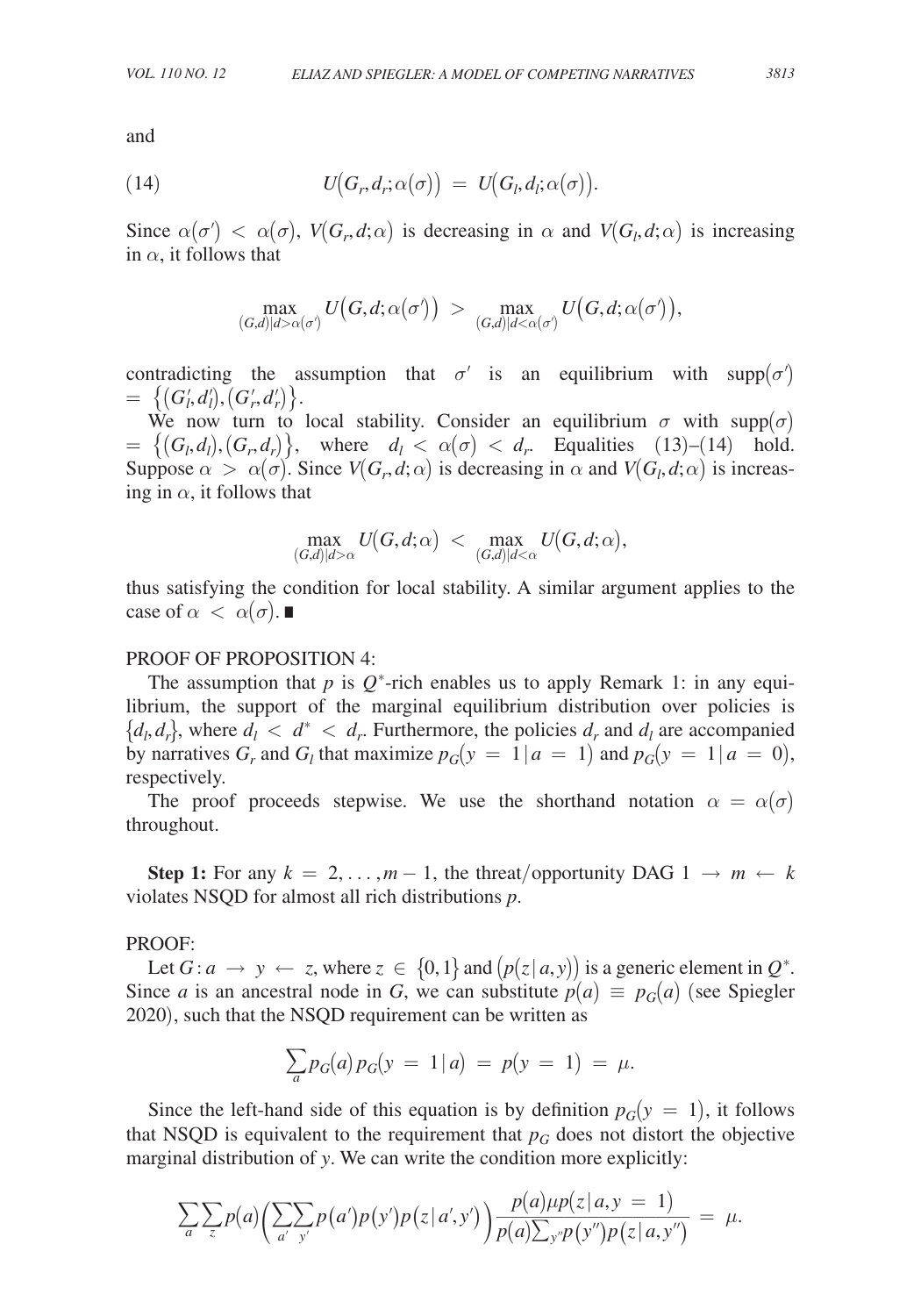and

$$U(G_r, d_r; \alpha(\sigma)) = U(G_l, d_l; \alpha(\sigma)). \tag{14}$$

Since $\alpha(\sigma') < \alpha(\sigma)$, $V(G_r, d; \alpha)$ is decreasing in $\alpha$ and $V(G_l, d; \alpha)$ is increasing in $\alpha$, it follows that

$$\max_{(G,d)|d>\alpha(\sigma')} U(G, d; \alpha(\sigma')) > \max_{(G,d)|d<\alpha(\sigma')} U(G, d; \alpha(\sigma')),$$

contradicting the assumption that $\sigma'$ is an equilibrium with $\text{supp}(\sigma') = \{(G_l', d_l'), (G_r', d_r')\}$.

We now turn to local stability. Consider an equilibrium $\sigma$ with $\text{supp}(\sigma) = \{(G_l, d_l), (G_r, d_r)\}$, where $d_l < \alpha(\sigma) < d_r$. Equalities (13)–(14) hold. Suppose $\alpha > \alpha(\sigma)$. Since $V(G_r, d; \alpha)$ is decreasing in $\alpha$ and $V(G_l, d; \alpha)$ is increasing in $\alpha$, it follows that

$$\max_{(G,d)|d>\alpha} U(G, d; \alpha) < \max_{(G,d)|d<\alpha} U(G, d; \alpha),$$

thus satisfying the condition for local stability. A similar argument applies to the case of $\alpha < \alpha(\sigma)$. ■

PROOF OF PROPOSITION 4:

The assumption that $p$ is $Q^*$-rich enables us to apply Remark 1: in any equilibrium, the support of the marginal equilibrium distribution over policies is $\{d_l, d_r\}$, where $d_l < d^* < d_r$. Furthermore, the policies $d_r$ and $d_l$ are accompanied by narratives $G_r$ and $G_l$ that maximize $p_G(y = 1 | a = 1)$ and $p_G(y = 1 | a = 0)$, respectively.

The proof proceeds stepwise. We use the shorthand notation $\alpha = \alpha(\sigma)$ throughout.

**Step 1:** For any $k = 2, \ldots, m-1$, the threat/opportunity DAG $1 \rightarrow m \leftarrow k$ violates NSQD for almost all rich distributions $p$.

PROOF:

Let $G: a \rightarrow y \leftarrow z$, where $z \in \{0, 1\}$ and $(p(z | a, y))$ is a generic element in $Q^*$. Since $a$ is an ancestral node in $G$, we can substitute $p(a) \equiv p_G(a)$ (see Spiegler 2020), such that the NSQD requirement can be written as

$$\sum_a p_G(a) p_G(y = 1 | a) = p(y = 1) = \mu.$$

Since the left-hand side of this equation is by definition $p_G(y = 1)$, it follows that NSQD is equivalent to the requirement that $p_G$ does not distort the objective marginal distribution of $y$. We can write the condition more explicitly:

$$\sum_a \sum_z p(a) \left( \sum_{a'} \sum_{y'} p(a') p(y') p(z | a', y') \right) \frac{p(a) \mu p(z | a, y = 1)}{p(a) \sum_{y''} p(y'') p(z | a, y'')} = \mu.$$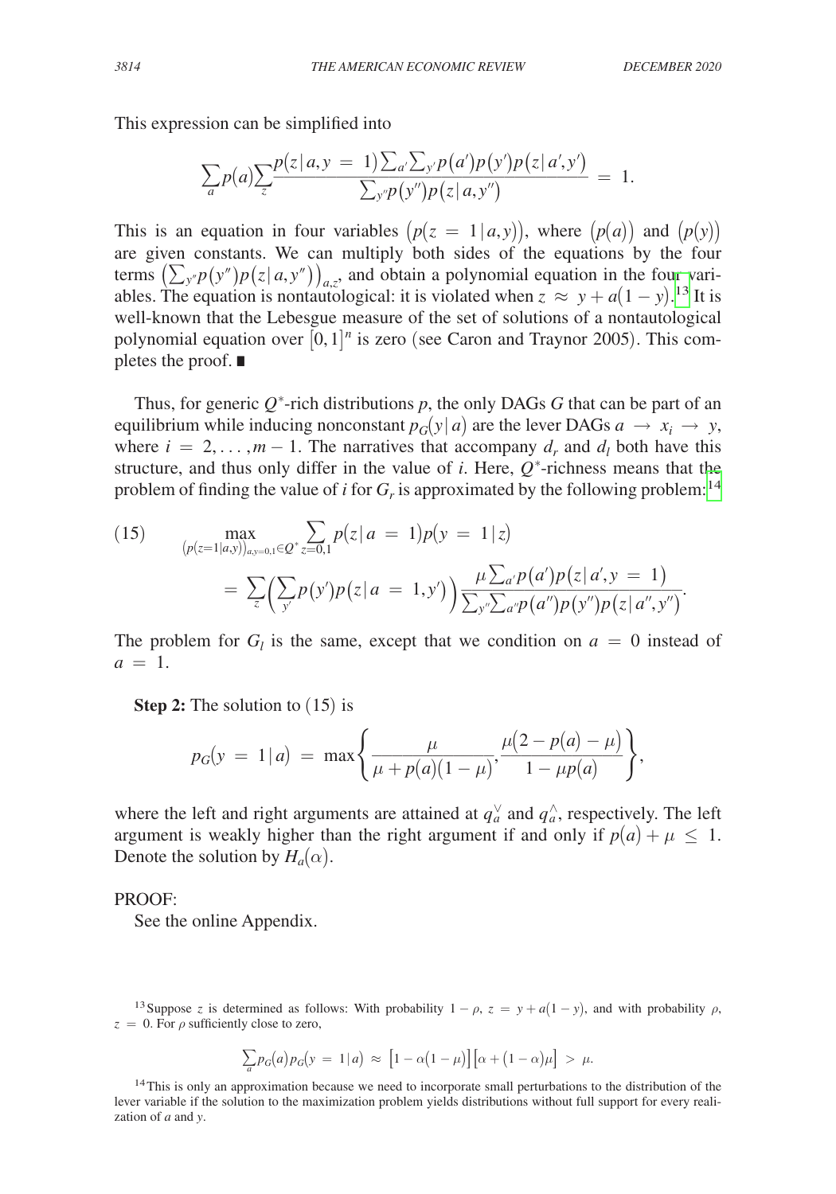This expression can be simplified into

$$\sum_a p(a) \sum_z \frac{p(z \mid a, y = 1) \sum_{a'} \sum_{y'} p(a') p(y') p(z \mid a', y')}{\sum_{y''} p(y'') p(z \mid a, y'')} = 1.$$

This is an equation in four variables $\left(p(z = 1 \mid a, y)\right)$, where $\left(p(a)\right)$ and $\left(p(y)\right)$ are given constants. We can multiply both sides of the equations by the four terms $\left(\sum_{y''} p(y'') p(z \mid a, y'')\right)_{a,z}$, and obtain a polynomial equation in the four variables. The equation is nontautological: it is violated when $z \approx y + a(1 - y)$.[13] It is well-known that the Lebesgue measure of the set of solutions of a nontautological polynomial equation over $[0,1]^n$ is zero (see Caron and Traynor 2005). This completes the proof. ∎

Thus, for generic $Q^*$-rich distributions $p$, the only DAGs $G$ that can be part of an equilibrium while inducing nonconstant $p_G(y \mid a)$ are the lever DAGs $a \to x_i \to y$, where $i = 2, \ldots, m - 1$. The narratives that accompany $d_r$ and $d_l$ both have this structure, and thus only differ in the value of $i$. Here, $Q^*$-richness means that the problem of finding the value of $i$ for $G_r$ is approximated by the following problem:[14]

$$(15) \qquad \max_{\left(p(z=1 \mid a,y)\right)_{a,y=0,1} \in Q^*} \sum_{z=0,1} p(z \mid a = 1) p(y = 1 \mid z)$$

$$= \sum_z \left( \sum_{y'} p(y') p(z \mid a = 1, y') \right) \frac{\mu \sum_{a'} p(a') p(z \mid a', y = 1)}{\sum_{y''} \sum_{a''} p(a'') p(y'') p(z \mid a'', y'')}.$$

The problem for $G_l$ is the same, except that we condition on $a = 0$ instead of $a = 1$.

**Step 2:** The solution to (15) is

$$p_G(y = 1 \mid a) = \max\left\{ \frac{\mu}{\mu + p(a)(1 - \mu)}, \frac{\mu(2 - p(a) - \mu)}{1 - \mu p(a)} \right\},$$

where the left and right arguments are attained at $q_a^{\vee}$ and $q_a^{\wedge}$, respectively. The left argument is weakly higher than the right argument if and only if $p(a) + \mu \leq 1$. Denote the solution by $H_a(\alpha)$.

PROOF:

See the online Appendix.

---

[13] Suppose $z$ is determined as follows: With probability $1 - \rho$, $z = y + a(1 - y)$, and with probability $\rho$, $z = 0$. For $\rho$ sufficiently close to zero,

$$\sum_a p_G(a) p_G(y = 1 \mid a) \approx \left[1 - \alpha(1 - \mu)\right]\left[\alpha + (1 - \alpha)\mu\right] > \mu.$$

[14] This is only an approximation because we need to incorporate small perturbations to the distribution of the lever variable if the solution to the maximization problem yields distributions without full support for every realization of $a$ and $y$.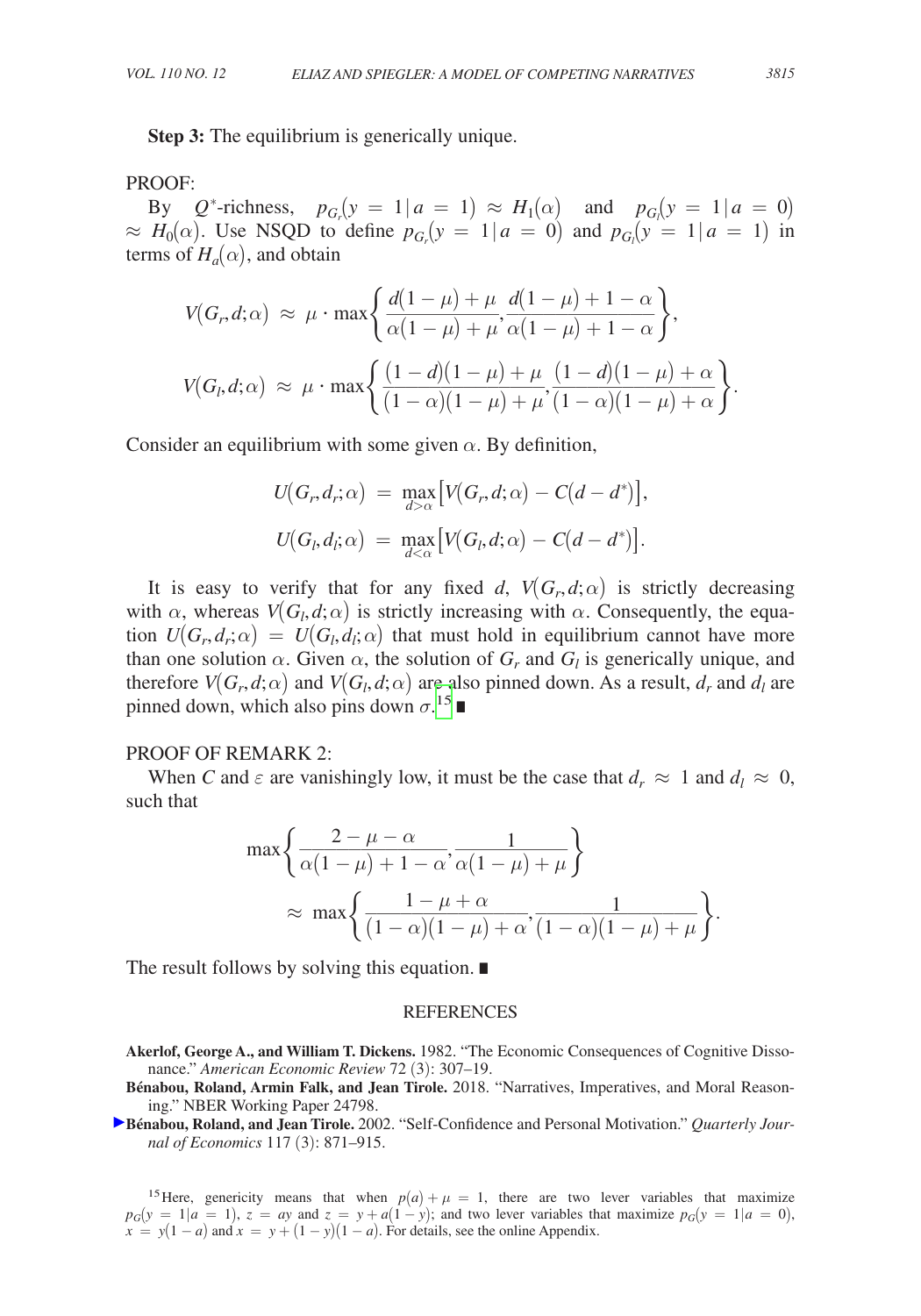**Step 3:** The equilibrium is generically unique.

PROOF:

By $Q^*$-richness, $p_{G_r}(y=1|a=1) \approx H_1(\alpha)$ and $p_{G_l}(y=1|a=0) \approx H_0(\alpha)$. Use NSQD to define $p_{G_r}(y=1|a=0)$ and $p_{G_l}(y=1|a=1)$ in terms of $H_a(\alpha)$, and obtain

$$V(G_r, d; \alpha) \approx \mu \cdot \max\left\{\frac{d(1-\mu)+\mu}{\alpha(1-\mu)+\mu}, \frac{d(1-\mu)+1-\alpha}{\alpha(1-\mu)+1-\alpha}\right\},$$

$$V(G_l, d; \alpha) \approx \mu \cdot \max\left\{\frac{(1-d)(1-\mu)+\mu}{(1-\alpha)(1-\mu)+\mu}, \frac{(1-d)(1-\mu)+\alpha}{(1-\alpha)(1-\mu)+\alpha}\right\}.$$

Consider an equilibrium with some given $\alpha$. By definition,

$$U(G_r, d_r; \alpha) = \max_{d > \alpha}\left[V(G_r, d; \alpha) - C(d - d^*)\right],$$

$$U(G_l, d_l; \alpha) = \max_{d < \alpha}\left[V(G_l, d; \alpha) - C(d - d^*)\right].$$

It is easy to verify that for any fixed $d$, $V(G_r, d; \alpha)$ is strictly decreasing with $\alpha$, whereas $V(G_l, d; \alpha)$ is strictly increasing with $\alpha$. Consequently, the equation $U(G_r, d_r; \alpha) = U(G_l, d_l; \alpha)$ that must hold in equilibrium cannot have more than one solution $\alpha$. Given $\alpha$, the solution of $G_r$ and $G_l$ is generically unique, and therefore $V(G_r, d; \alpha)$ and $V(G_l, d; \alpha)$ are also pinned down. As a result, $d_r$ and $d_l$ are pinned down, which also pins down $\sigma$.[15] ∎

PROOF OF REMARK 2:

When $C$ and $\varepsilon$ are vanishingly low, it must be the case that $d_r \approx 1$ and $d_l \approx 0$, such that

$$\max\left\{\frac{2-\mu-\alpha}{\alpha(1-\mu)+1-\alpha}, \frac{1}{\alpha(1-\mu)+\mu}\right\}$$
$$\approx \max\left\{\frac{1-\mu+\alpha}{(1-\alpha)(1-\mu)+\alpha}, \frac{1}{(1-\alpha)(1-\mu)+\mu}\right\}.$$

The result follows by solving this equation. ∎

## REFERENCES

**Akerlof, George A., and William T. Dickens.** 1982. "The Economic Consequences of Cognitive Dissonance." *American Economic Review* 72 (3): 307–19.

**Bénabou, Roland, Armin Falk, and Jean Tirole.** 2018. "Narratives, Imperatives, and Moral Reasoning." NBER Working Paper 24798.

**Bénabou, Roland, and Jean Tirole.** 2002. "Self-Confidence and Personal Motivation." *Quarterly Journal of Economics* 117 (3): 871–915.

[15] Here, genericity means that when $p(a) + \mu = 1$, there are two lever variables that maximize $p_G(y=1|a=1)$, $z = ay$ and $z = y + a(1-y)$; and two lever variables that maximize $p_G(y=1|a=0)$, $x = y(1-a)$ and $x = y + (1-y)(1-a)$. For details, see the online Appendix.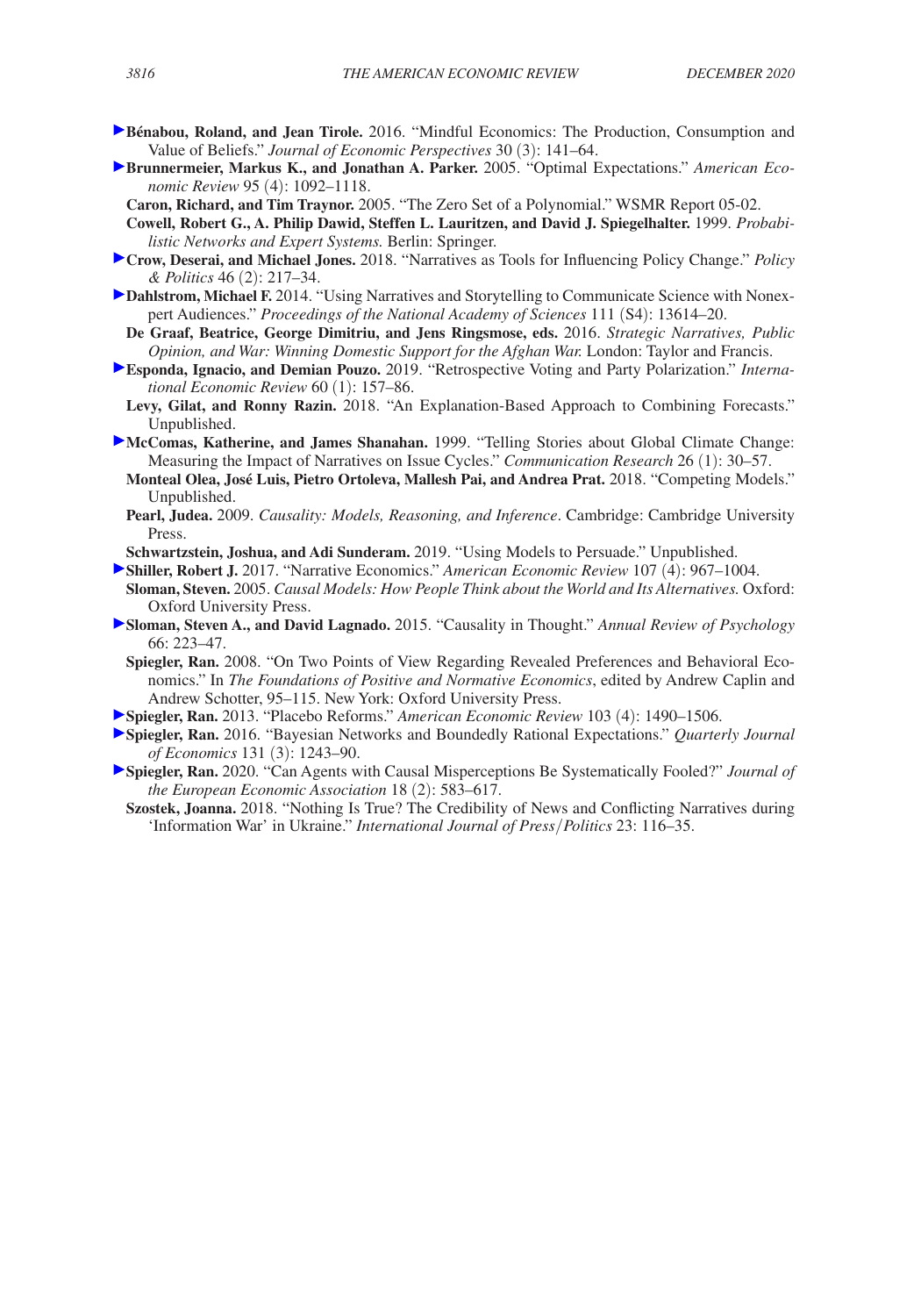**Bénabou, Roland, and Jean Tirole.** 2016. "Mindful Economics: The Production, Consumption and Value of Beliefs." *Journal of Economic Perspectives* 30 (3): 141–64.

**Brunnermeier, Markus K., and Jonathan A. Parker.** 2005. "Optimal Expectations." *American Economic Review* 95 (4): 1092–1118.

**Caron, Richard, and Tim Traynor.** 2005. "The Zero Set of a Polynomial." WSMR Report 05-02.

**Cowell, Robert G., A. Philip Dawid, Steffen L. Lauritzen, and David J. Spiegelhalter.** 1999. *Probabilistic Networks and Expert Systems.* Berlin: Springer.

**Crow, Deserai, and Michael Jones.** 2018. "Narratives as Tools for Influencing Policy Change." *Policy & Politics* 46 (2): 217–34.

**Dahlstrom, Michael F.** 2014. "Using Narratives and Storytelling to Communicate Science with Nonexpert Audiences." *Proceedings of the National Academy of Sciences* 111 (S4): 13614–20.

**De Graaf, Beatrice, George Dimitriu, and Jens Ringsmose, eds.** 2016. *Strategic Narratives, Public Opinion, and War: Winning Domestic Support for the Afghan War.* London: Taylor and Francis.

**Esponda, Ignacio, and Demian Pouzo.** 2019. "Retrospective Voting and Party Polarization." *International Economic Review* 60 (1): 157–86.

**Levy, Gilat, and Ronny Razin.** 2018. "An Explanation-Based Approach to Combining Forecasts." Unpublished.

**McComas, Katherine, and James Shanahan.** 1999. "Telling Stories about Global Climate Change: Measuring the Impact of Narratives on Issue Cycles." *Communication Research* 26 (1): 30–57.

**Monteal Olea, José Luis, Pietro Ortoleva, Mallesh Pai, and Andrea Prat.** 2018. "Competing Models." Unpublished.

**Pearl, Judea.** 2009. *Causality: Models, Reasoning, and Inference*. Cambridge: Cambridge University Press.

**Schwartzstein, Joshua, and Adi Sunderam.** 2019. "Using Models to Persuade." Unpublished.

**Shiller, Robert J.** 2017. "Narrative Economics." *American Economic Review* 107 (4): 967–1004.

**Sloman, Steven.** 2005. *Causal Models: How People Think about the World and Its Alternatives.* Oxford: Oxford University Press.

**Sloman, Steven A., and David Lagnado.** 2015. "Causality in Thought." *Annual Review of Psychology* 66: 223–47.

**Spiegler, Ran.** 2008. "On Two Points of View Regarding Revealed Preferences and Behavioral Economics." In *The Foundations of Positive and Normative Economics*, edited by Andrew Caplin and Andrew Schotter, 95–115. New York: Oxford University Press.

**Spiegler, Ran.** 2013. "Placebo Reforms." *American Economic Review* 103 (4): 1490–1506.

**Spiegler, Ran.** 2016. "Bayesian Networks and Boundedly Rational Expectations." *Quarterly Journal of Economics* 131 (3): 1243–90.

**Spiegler, Ran.** 2020. "Can Agents with Causal Misperceptions Be Systematically Fooled?" *Journal of the European Economic Association* 18 (2): 583–617.

**Szostek, Joanna.** 2018. "Nothing Is True? The Credibility of News and Conflicting Narratives during 'Information War' in Ukraine." *International Journal of Press/Politics* 23: 116–35.